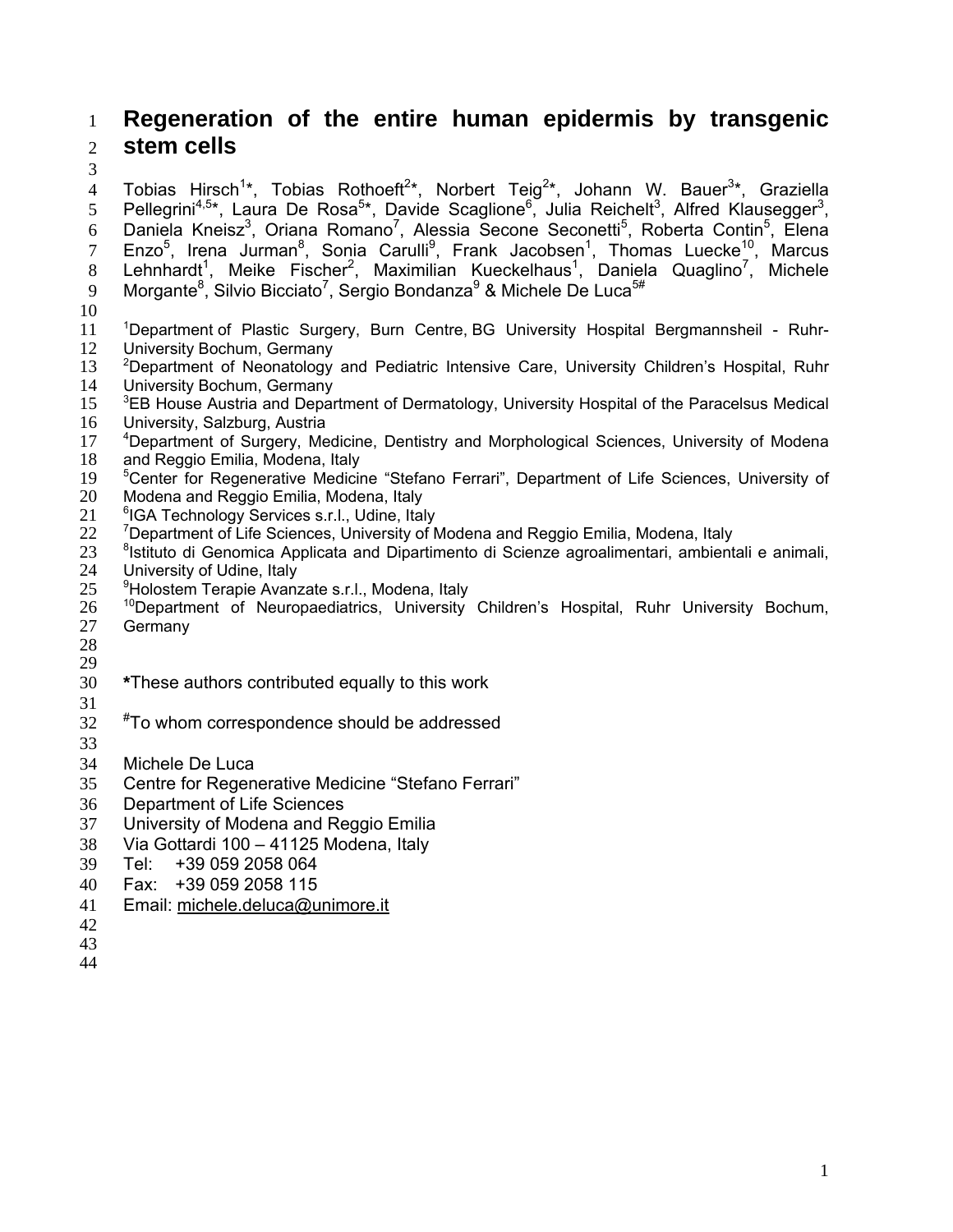# Regeneration of the entire human epidermis by transgenic stem cells

Tobias Hirsch[1]*, Tobias Rothoeft[2]*, Norbert Teig[2]*, Johann W. Bauer[3]*, Graziella Pellegrini[4,5]*, Laura De Rosa[5]*, Davide Scaglione[6], Julia Reichelt[3], Alfred Klausegger[3], Daniela Kneisz[3], Oriana Romano[7], Alessia Secone Seconetti[5], Roberta Contin[5], Elena Enzo[5], Irena Jurman[8], Sonia Carulli[9], Frank Jacobsen[1], Thomas Luecke[10], Marcus Lehnhardt[1], Meike Fischer[2], Maximilian Kueckelhaus[1], Daniela Quaglino[7], Michele Morgante[8], Silvio Bicciato[7], Sergio Bondanza[9] & Michele De Luca[5#]

[1]Department of Plastic Surgery, Burn Centre, BG University Hospital Bergmannsheil - Ruhr-University Bochum, Germany
[2]Department of Neonatology and Pediatric Intensive Care, University Children's Hospital, Ruhr University Bochum, Germany
[3]EB House Austria and Department of Dermatology, University Hospital of the Paracelsus Medical University, Salzburg, Austria
[4]Department of Surgery, Medicine, Dentistry and Morphological Sciences, University of Modena and Reggio Emilia, Modena, Italy
[5]Center for Regenerative Medicine "Stefano Ferrari", Department of Life Sciences, University of Modena and Reggio Emilia, Modena, Italy
[6]IGA Technology Services s.r.l., Udine, Italy
[7]Department of Life Sciences, University of Modena and Reggio Emilia, Modena, Italy
[8]Istituto di Genomica Applicata and Dipartimento di Scienze agroalimentari, ambientali e animali, University of Udine, Italy
[9]Holostem Terapie Avanzate s.r.l., Modena, Italy
[10]Department of Neuropaediatrics, University Children's Hospital, Ruhr University Bochum, Germany

*These authors contributed equally to this work

#To whom correspondence should be addressed

Michele De Luca
Centre for Regenerative Medicine "Stefano Ferrari"
Department of Life Sciences
University of Modena and Reggio Emilia
Via Gottardi 100 – 41125 Modena, Italy
Tel: +39 059 2058 064
Fax: +39 059 2058 115
Email: michele.deluca@unimore.it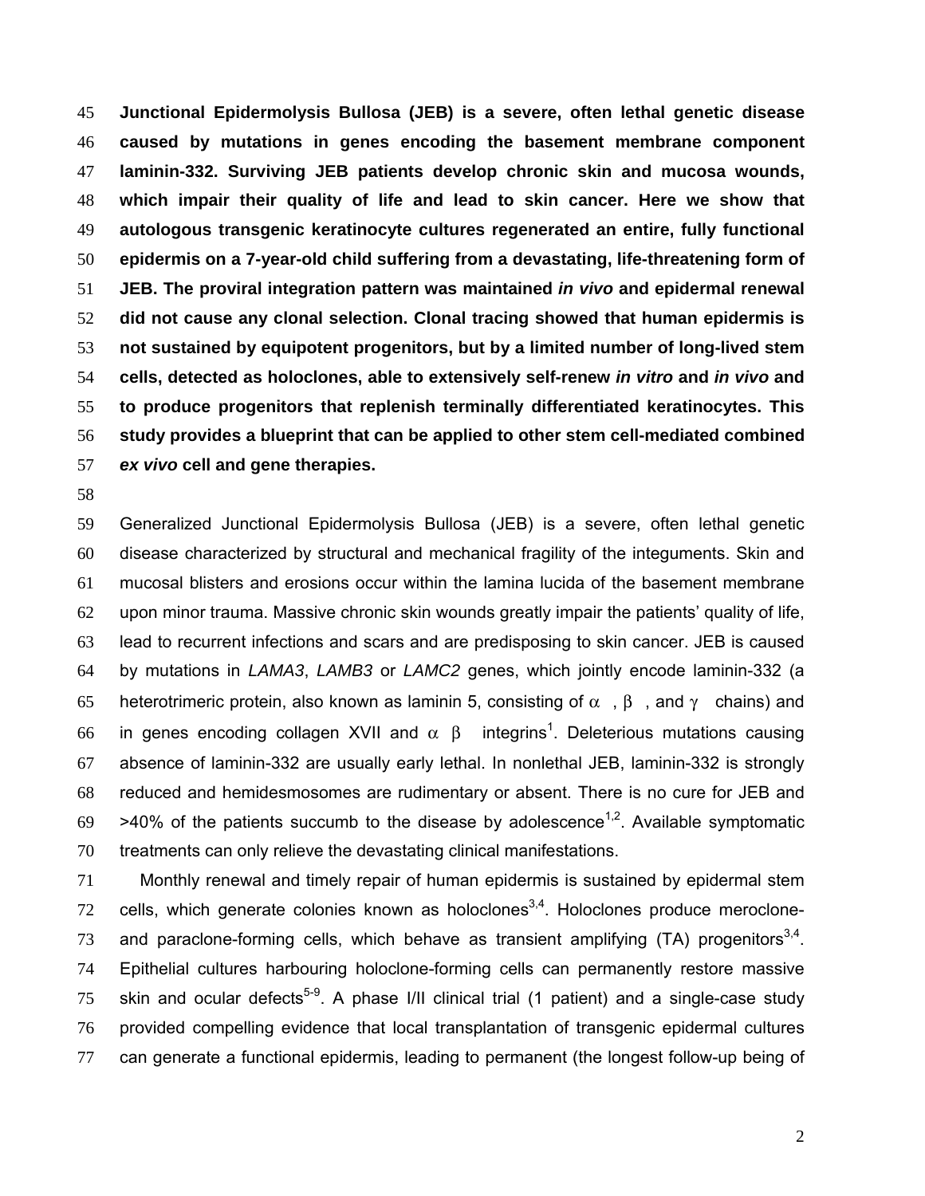**Junctional Epidermolysis Bullosa (JEB) is a severe, often lethal genetic disease caused by mutations in genes encoding the basement membrane component laminin-332. Surviving JEB patients develop chronic skin and mucosa wounds, which impair their quality of life and lead to skin cancer. Here we show that autologous transgenic keratinocyte cultures regenerated an entire, fully functional epidermis on a 7-year-old child suffering from a devastating, life-threatening form of JEB. The proviral integration pattern was maintained *in vivo* and epidermal renewal did not cause any clonal selection. Clonal tracing showed that human epidermis is not sustained by equipotent progenitors, but by a limited number of long-lived stem cells, detected as holoclones, able to extensively self-renew *in vitro* and *in vivo* and to produce progenitors that replenish terminally differentiated keratinocytes. This study provides a blueprint that can be applied to other stem cell-mediated combined *ex vivo* cell and gene therapies.**

Generalized Junctional Epidermolysis Bullosa (JEB) is a severe, often lethal genetic disease characterized by structural and mechanical fragility of the integuments. Skin and mucosal blisters and erosions occur within the lamina lucida of the basement membrane upon minor trauma. Massive chronic skin wounds greatly impair the patients' quality of life, lead to recurrent infections and scars and are predisposing to skin cancer. JEB is caused by mutations in *LAMA3*, *LAMB3* or *LAMC2* genes, which jointly encode laminin-332 (a heterotrimeric protein, also known as laminin 5, consisting of $\alpha$ , $\beta$ , and $\gamma$ chains) and in genes encoding collagen XVII and $\alpha$ $\beta$ integrins[1]. Deleterious mutations causing absence of laminin-332 are usually early lethal. In nonlethal JEB, laminin-332 is strongly reduced and hemidesmosomes are rudimentary or absent. There is no cure for JEB and >40% of the patients succumb to the disease by adolescence[1,2]. Available symptomatic treatments can only relieve the devastating clinical manifestations.

Monthly renewal and timely repair of human epidermis is sustained by epidermal stem cells, which generate colonies known as holoclones[3,4]. Holoclones produce meroclone- and paraclone-forming cells, which behave as transient amplifying (TA) progenitors[3,4]. Epithelial cultures harbouring holoclone-forming cells can permanently restore massive skin and ocular defects[5-9]. A phase I/II clinical trial (1 patient) and a single-case study provided compelling evidence that local transplantation of transgenic epidermal cultures can generate a functional epidermis, leading to permanent (the longest follow-up being of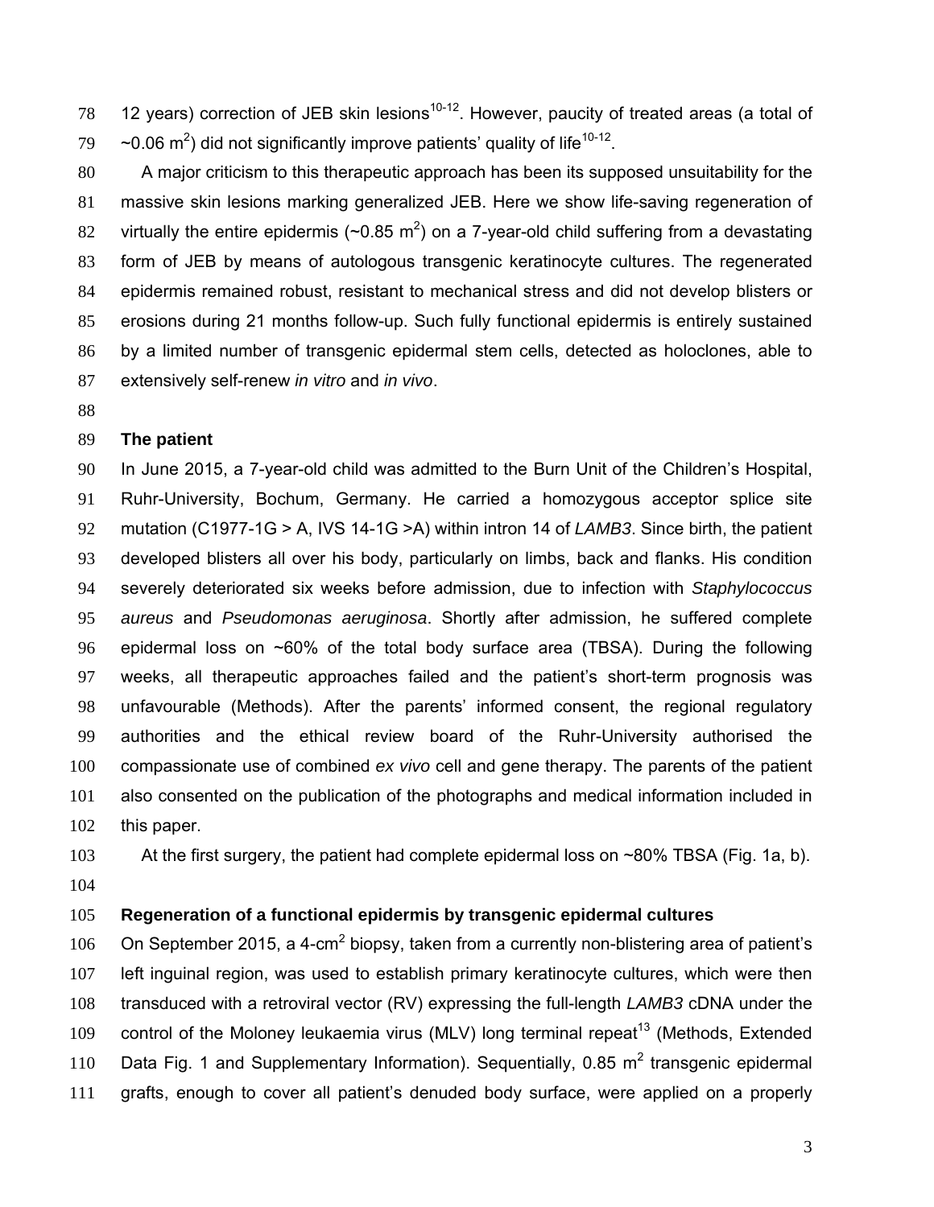12 years) correction of JEB skin lesions[10-12]. However, paucity of treated areas (a total of ~0.06 $m^2$) did not significantly improve patients' quality of life[10-12].

A major criticism to this therapeutic approach has been its supposed unsuitability for the massive skin lesions marking generalized JEB. Here we show life-saving regeneration of virtually the entire epidermis (~0.85 $m^2$) on a 7-year-old child suffering from a devastating form of JEB by means of autologous transgenic keratinocyte cultures. The regenerated epidermis remained robust, resistant to mechanical stress and did not develop blisters or erosions during 21 months follow-up. Such fully functional epidermis is entirely sustained by a limited number of transgenic epidermal stem cells, detected as holoclones, able to extensively self-renew *in vitro* and *in vivo*.

## The patient

In June 2015, a 7-year-old child was admitted to the Burn Unit of the Children's Hospital, Ruhr-University, Bochum, Germany. He carried a homozygous acceptor splice site mutation (C1977-1G > A, IVS 14-1G >A) within intron 14 of *LAMB3*. Since birth, the patient developed blisters all over his body, particularly on limbs, back and flanks. His condition severely deteriorated six weeks before admission, due to infection with *Staphylococcus aureus* and *Pseudomonas aeruginosa*. Shortly after admission, he suffered complete epidermal loss on ~60% of the total body surface area (TBSA). During the following weeks, all therapeutic approaches failed and the patient's short-term prognosis was unfavourable (Methods). After the parents' informed consent, the regional regulatory authorities and the ethical review board of the Ruhr-University authorised the compassionate use of combined *ex vivo* cell and gene therapy. The parents of the patient also consented on the publication of the photographs and medical information included in this paper.

At the first surgery, the patient had complete epidermal loss on ~80% TBSA (Fig. 1a, b).

## Regeneration of a functional epidermis by transgenic epidermal cultures

On September 2015, a 4-$cm^2$ biopsy, taken from a currently non-blistering area of patient's left inguinal region, was used to establish primary keratinocyte cultures, which were then transduced with a retroviral vector (RV) expressing the full-length *LAMB3* cDNA under the control of the Moloney leukaemia virus (MLV) long terminal repeat[13] (Methods, Extended Data Fig. 1 and Supplementary Information). Sequentially, 0.85 $m^2$ transgenic epidermal grafts, enough to cover all patient's denuded body surface, were applied on a properly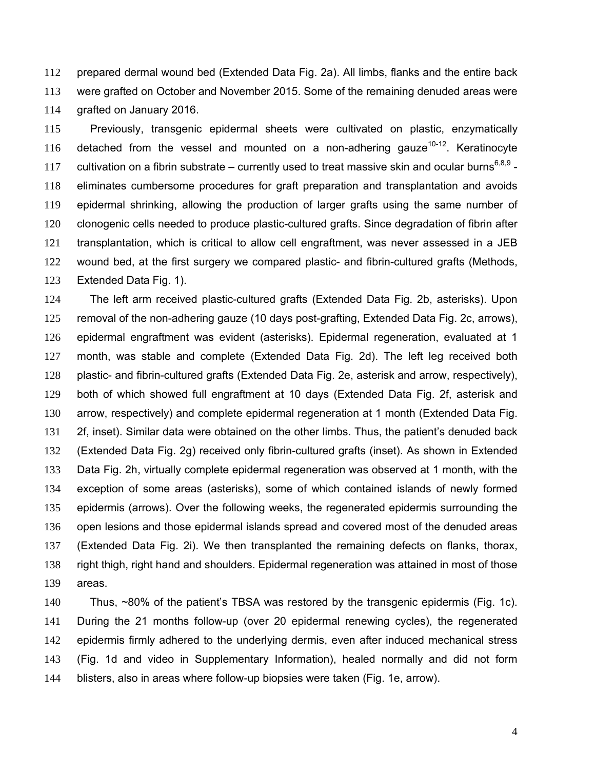prepared dermal wound bed (Extended Data Fig. 2a). All limbs, flanks and the entire back were grafted on October and November 2015. Some of the remaining denuded areas were grafted on January 2016.

Previously, transgenic epidermal sheets were cultivated on plastic, enzymatically detached from the vessel and mounted on a non-adhering gauze[10-12]. Keratinocyte cultivation on a fibrin substrate – currently used to treat massive skin and ocular burns[6,8,9] - eliminates cumbersome procedures for graft preparation and transplantation and avoids epidermal shrinking, allowing the production of larger grafts using the same number of clonogenic cells needed to produce plastic-cultured grafts. Since degradation of fibrin after transplantation, which is critical to allow cell engraftment, was never assessed in a JEB wound bed, at the first surgery we compared plastic- and fibrin-cultured grafts (Methods, Extended Data Fig. 1).

The left arm received plastic-cultured grafts (Extended Data Fig. 2b, asterisks). Upon removal of the non-adhering gauze (10 days post-grafting, Extended Data Fig. 2c, arrows), epidermal engraftment was evident (asterisks). Epidermal regeneration, evaluated at 1 month, was stable and complete (Extended Data Fig. 2d). The left leg received both plastic- and fibrin-cultured grafts (Extended Data Fig. 2e, asterisk and arrow, respectively), both of which showed full engraftment at 10 days (Extended Data Fig. 2f, asterisk and arrow, respectively) and complete epidermal regeneration at 1 month (Extended Data Fig. 2f, inset). Similar data were obtained on the other limbs. Thus, the patient's denuded back (Extended Data Fig. 2g) received only fibrin-cultured grafts (inset). As shown in Extended Data Fig. 2h, virtually complete epidermal regeneration was observed at 1 month, with the exception of some areas (asterisks), some of which contained islands of newly formed epidermis (arrows). Over the following weeks, the regenerated epidermis surrounding the open lesions and those epidermal islands spread and covered most of the denuded areas (Extended Data Fig. 2i). We then transplanted the remaining defects on flanks, thorax, right thigh, right hand and shoulders. Epidermal regeneration was attained in most of those areas.

Thus, ~80% of the patient's TBSA was restored by the transgenic epidermis (Fig. 1c). During the 21 months follow-up (over 20 epidermal renewing cycles), the regenerated epidermis firmly adhered to the underlying dermis, even after induced mechanical stress (Fig. 1d and video in Supplementary Information), healed normally and did not form blisters, also in areas where follow-up biopsies were taken (Fig. 1e, arrow).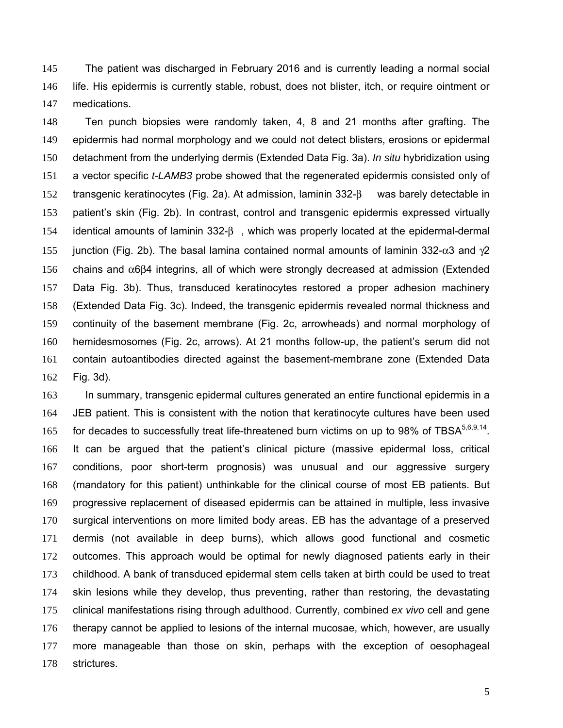The patient was discharged in February 2016 and is currently leading a normal social life. His epidermis is currently stable, robust, does not blister, itch, or require ointment or medications.

Ten punch biopsies were randomly taken, 4, 8 and 21 months after grafting. The epidermis had normal morphology and we could not detect blisters, erosions or epidermal detachment from the underlying dermis (Extended Data Fig. 3a). *In situ* hybridization using a vector specific *t-LAMB3* probe showed that the regenerated epidermis consisted only of transgenic keratinocytes (Fig. 2a). At admission, laminin 332-$\beta$ was barely detectable in patient's skin (Fig. 2b). In contrast, control and transgenic epidermis expressed virtually identical amounts of laminin 332-$\beta$, which was properly located at the epidermal-dermal junction (Fig. 2b). The basal lamina contained normal amounts of laminin 332-$\alpha3$ and $\gamma2$ chains and $\alpha6\beta4$ integrins, all of which were strongly decreased at admission (Extended Data Fig. 3b). Thus, transduced keratinocytes restored a proper adhesion machinery (Extended Data Fig. 3c). Indeed, the transgenic epidermis revealed normal thickness and continuity of the basement membrane (Fig. 2c, arrowheads) and normal morphology of hemidesmosomes (Fig. 2c, arrows). At 21 months follow-up, the patient's serum did not contain autoantibodies directed against the basement-membrane zone (Extended Data Fig. 3d).

In summary, transgenic epidermal cultures generated an entire functional epidermis in a JEB patient. This is consistent with the notion that keratinocyte cultures have been used for decades to successfully treat life-threatened burn victims on up to 98% of TBSA[5,6,9,14]. It can be argued that the patient's clinical picture (massive epidermal loss, critical conditions, poor short-term prognosis) was unusual and our aggressive surgery (mandatory for this patient) unthinkable for the clinical course of most EB patients. But progressive replacement of diseased epidermis can be attained in multiple, less invasive surgical interventions on more limited body areas. EB has the advantage of a preserved dermis (not available in deep burns), which allows good functional and cosmetic outcomes. This approach would be optimal for newly diagnosed patients early in their childhood. A bank of transduced epidermal stem cells taken at birth could be used to treat skin lesions while they develop, thus preventing, rather than restoring, the devastating clinical manifestations rising through adulthood. Currently, combined *ex vivo* cell and gene therapy cannot be applied to lesions of the internal mucosae, which, however, are usually more manageable than those on skin, perhaps with the exception of oesophageal strictures.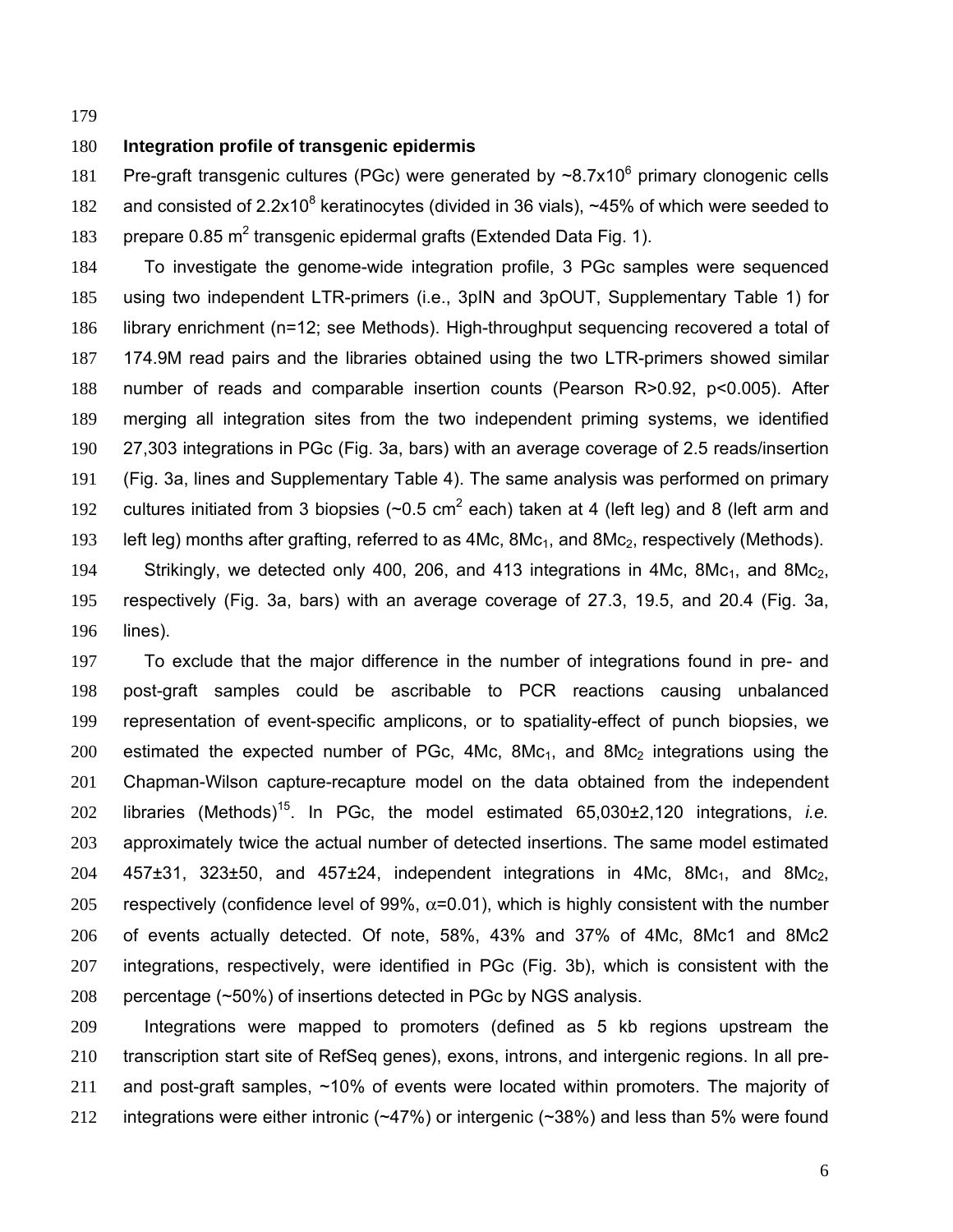### Integration profile of transgenic epidermis

Pre-graft transgenic cultures (PGc) were generated by ~$8.7x10^6$ primary clonogenic cells and consisted of $2.2x10^8$ keratinocytes (divided in 36 vials), ~45% of which were seeded to prepare 0.85 $m^2$ transgenic epidermal grafts (Extended Data Fig. 1).

To investigate the genome-wide integration profile, 3 PGc samples were sequenced using two independent LTR-primers (i.e., 3pIN and 3pOUT, Supplementary Table 1) for library enrichment (n=12; see Methods). High-throughput sequencing recovered a total of 174.9M read pairs and the libraries obtained using the two LTR-primers showed similar number of reads and comparable insertion counts (Pearson R>0.92, $p<0.005$). After merging all integration sites from the two independent priming systems, we identified 27,303 integrations in PGc (Fig. 3a, bars) with an average coverage of 2.5 reads/insertion (Fig. 3a, lines and Supplementary Table 4). The same analysis was performed on primary cultures initiated from 3 biopsies (~0.5 $cm^2$ each) taken at 4 (left leg) and 8 (left arm and left leg) months after grafting, referred to as 4Mc, $8Mc_1$, and $8Mc_2$, respectively (Methods).

Strikingly, we detected only 400, 206, and 413 integrations in 4Mc, $8Mc_1$, and $8Mc_2$, respectively (Fig. 3a, bars) with an average coverage of 27.3, 19.5, and 20.4 (Fig. 3a, lines).

To exclude that the major difference in the number of integrations found in pre- and post-graft samples could be ascribable to PCR reactions causing unbalanced representation of event-specific amplicons, or to spatiality-effect of punch biopsies, we estimated the expected number of PGc, 4Mc, $8Mc_1$, and $8Mc_2$ integrations using the Chapman-Wilson capture-recapture model on the data obtained from the independent libraries (Methods)[15]. In PGc, the model estimated 65,030±2,120 integrations, *i.e.* approximately twice the actual number of detected insertions. The same model estimated 457±31, 323±50, and 457±24, independent integrations in 4Mc, $8Mc_1$, and $8Mc_2$, respectively (confidence level of 99%, $\alpha$=0.01), which is highly consistent with the number of events actually detected. Of note, 58%, 43% and 37% of 4Mc, 8Mc1 and 8Mc2 integrations, respectively, were identified in PGc (Fig. 3b), which is consistent with the percentage (~50%) of insertions detected in PGc by NGS analysis.

Integrations were mapped to promoters (defined as 5 kb regions upstream the transcription start site of RefSeq genes), exons, introns, and intergenic regions. In all pre- and post-graft samples, ~10% of events were located within promoters. The majority of integrations were either intronic (~47%) or intergenic (~38%) and less than 5% were found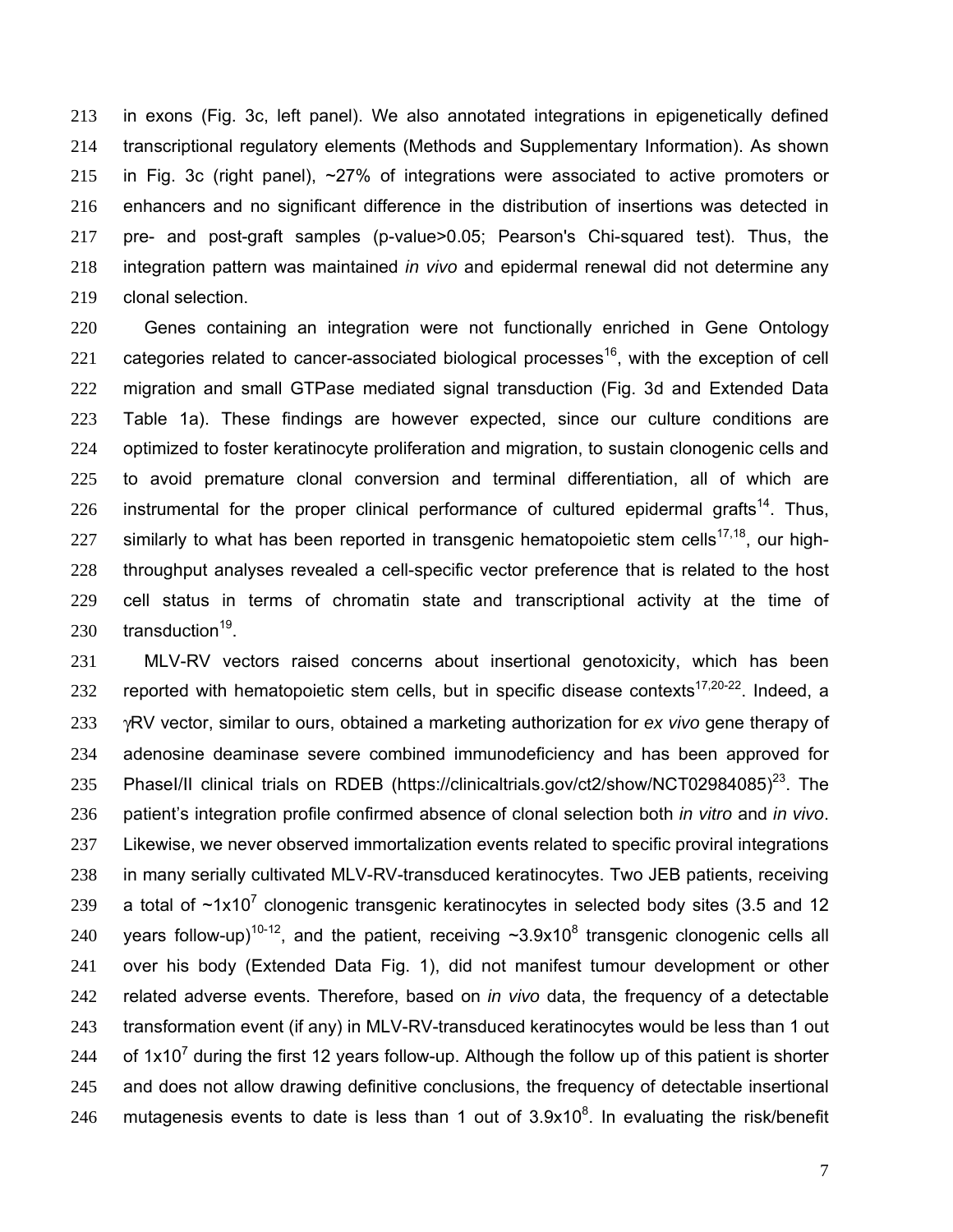in exons (Fig. 3c, left panel). We also annotated integrations in epigenetically defined transcriptional regulatory elements (Methods and Supplementary Information). As shown in Fig. 3c (right panel), ~27% of integrations were associated to active promoters or enhancers and no significant difference in the distribution of insertions was detected in pre- and post-graft samples (p-value>0.05; Pearson's Chi-squared test). Thus, the integration pattern was maintained *in vivo* and epidermal renewal did not determine any clonal selection.

Genes containing an integration were not functionally enriched in Gene Ontology categories related to cancer-associated biological processes[16], with the exception of cell migration and small GTPase mediated signal transduction (Fig. 3d and Extended Data Table 1a). These findings are however expected, since our culture conditions are optimized to foster keratinocyte proliferation and migration, to sustain clonogenic cells and to avoid premature clonal conversion and terminal differentiation, all of which are instrumental for the proper clinical performance of cultured epidermal grafts[14]. Thus, similarly to what has been reported in transgenic hematopoietic stem cells[17,18], our high-throughput analyses revealed a cell-specific vector preference that is related to the host cell status in terms of chromatin state and transcriptional activity at the time of transduction[19].

MLV-RV vectors raised concerns about insertional genotoxicity, which has been reported with hematopoietic stem cells, but in specific disease contexts[17,20-22]. Indeed, a γRV vector, similar to ours, obtained a marketing authorization for *ex vivo* gene therapy of adenosine deaminase severe combined immunodeficiency and has been approved for PhaseI/II clinical trials on RDEB (https://clinicaltrials.gov/ct2/show/NCT02984085)[23]. The patient's integration profile confirmed absence of clonal selection both *in vitro* and *in vivo*. Likewise, we never observed immortalization events related to specific proviral integrations in many serially cultivated MLV-RV-transduced keratinocytes. Two JEB patients, receiving a total of ~$1x10^7$ clonogenic transgenic keratinocytes in selected body sites (3.5 and 12 years follow-up)[10-12], and the patient, receiving ~$3.9x10^8$ transgenic clonogenic cells all over his body (Extended Data Fig. 1), did not manifest tumour development or other related adverse events. Therefore, based on *in vivo* data, the frequency of a detectable transformation event (if any) in MLV-RV-transduced keratinocytes would be less than 1 out of $1x10^7$ during the first 12 years follow-up. Although the follow up of this patient is shorter and does not allow drawing definitive conclusions, the frequency of detectable insertional mutagenesis events to date is less than 1 out of $3.9x10^8$. In evaluating the risk/benefit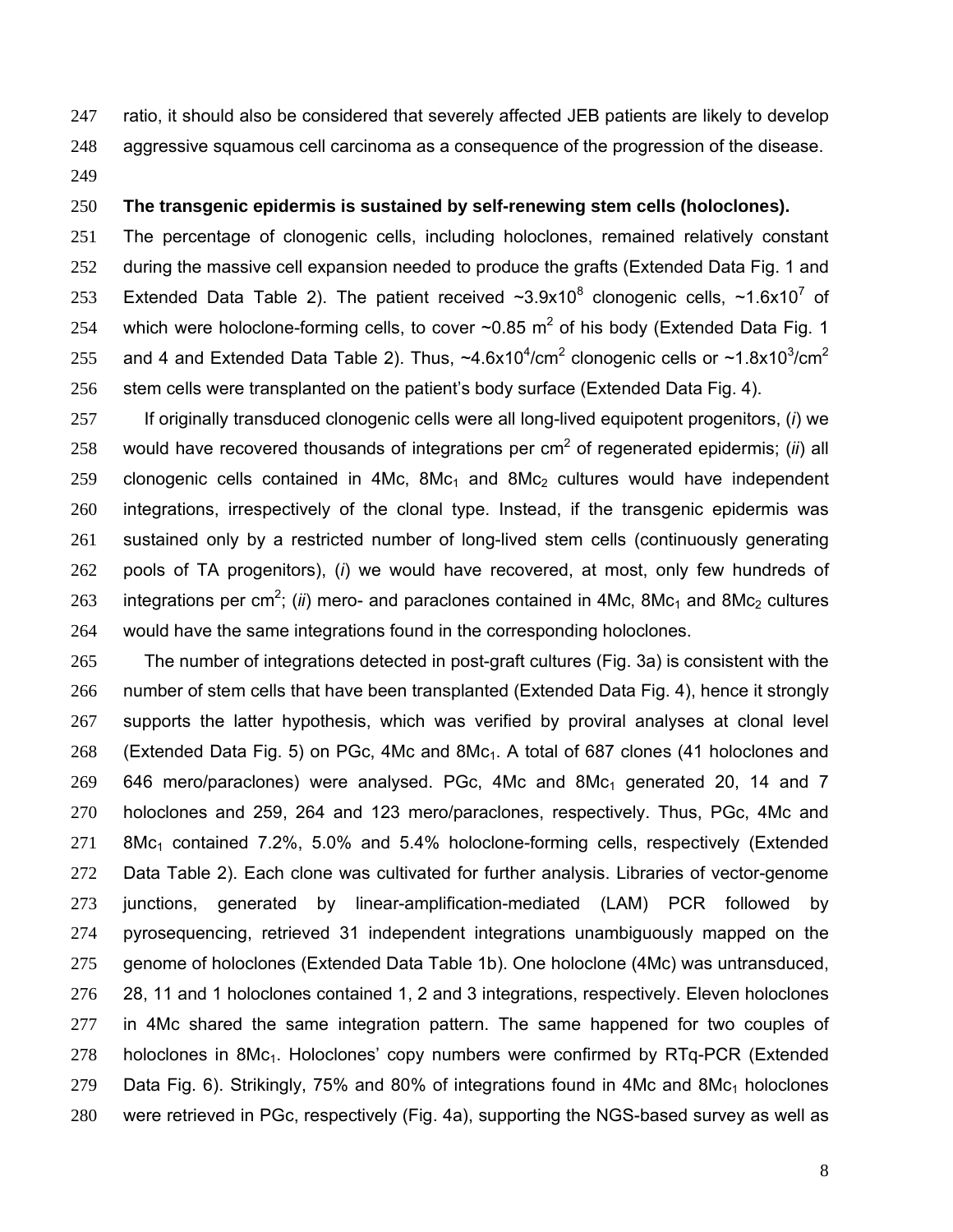ratio, it should also be considered that severely affected JEB patients are likely to develop aggressive squamous cell carcinoma as a consequence of the progression of the disease.

**The transgenic epidermis is sustained by self-renewing stem cells (holoclones).**

The percentage of clonogenic cells, including holoclones, remained relatively constant during the massive cell expansion needed to produce the grafts (Extended Data Fig. 1 and Extended Data Table 2). The patient received ~$3.9 \times 10^8$ clonogenic cells, ~$1.6 \times 10^7$ of which were holoclone-forming cells, to cover ~0.85 $m^2$ of his body (Extended Data Fig. 1 and 4 and Extended Data Table 2). Thus, ~$4.6 \times 10^4/cm^2$ clonogenic cells or ~$1.8 \times 10^3/cm^2$ stem cells were transplanted on the patient's body surface (Extended Data Fig. 4).

If originally transduced clonogenic cells were all long-lived equipotent progenitors, (*i*) we would have recovered thousands of integrations per $cm^2$ of regenerated epidermis; (*ii*) all clonogenic cells contained in 4Mc, $8Mc_1$ and $8Mc_2$ cultures would have independent integrations, irrespectively of the clonal type. Instead, if the transgenic epidermis was sustained only by a restricted number of long-lived stem cells (continuously generating pools of TA progenitors), (*i*) we would have recovered, at most, only few hundreds of integrations per $cm^2$; (*ii*) mero- and paraclones contained in 4Mc, $8Mc_1$ and $8Mc_2$ cultures would have the same integrations found in the corresponding holoclones.

The number of integrations detected in post-graft cultures (Fig. 3a) is consistent with the number of stem cells that have been transplanted (Extended Data Fig. 4), hence it strongly supports the latter hypothesis, which was verified by proviral analyses at clonal level (Extended Data Fig. 5) on PGc, 4Mc and $8Mc_1$. A total of 687 clones (41 holoclones and 646 mero/paraclones) were analysed. PGc, 4Mc and $8Mc_1$ generated 20, 14 and 7 holoclones and 259, 264 and 123 mero/paraclones, respectively. Thus, PGc, 4Mc and $8Mc_1$ contained 7.2%, 5.0% and 5.4% holoclone-forming cells, respectively (Extended Data Table 2). Each clone was cultivated for further analysis. Libraries of vector-genome junctions, generated by linear-amplification-mediated (LAM) PCR followed by pyrosequencing, retrieved 31 independent integrations unambiguously mapped on the genome of holoclones (Extended Data Table 1b). One holoclone (4Mc) was untransduced, 28, 11 and 1 holoclones contained 1, 2 and 3 integrations, respectively. Eleven holoclones in 4Mc shared the same integration pattern. The same happened for two couples of holoclones in $8Mc_1$. Holoclones' copy numbers were confirmed by RTq-PCR (Extended Data Fig. 6). Strikingly, 75% and 80% of integrations found in 4Mc and $8Mc_1$ holoclones were retrieved in PGc, respectively (Fig. 4a), supporting the NGS-based survey as well as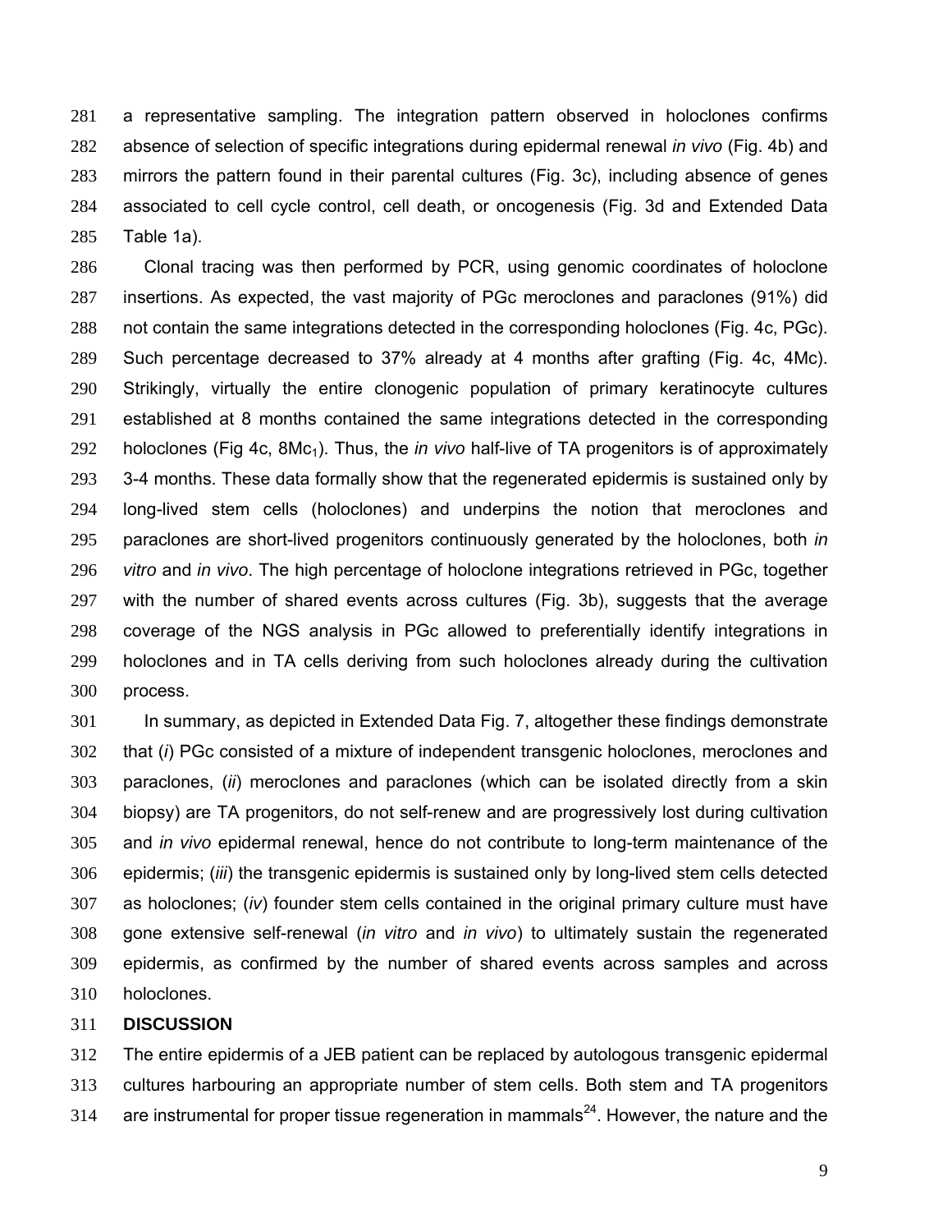a representative sampling. The integration pattern observed in holoclones confirms absence of selection of specific integrations during epidermal renewal *in vivo* (Fig. 4b) and mirrors the pattern found in their parental cultures (Fig. 3c), including absence of genes associated to cell cycle control, cell death, or oncogenesis (Fig. 3d and Extended Data Table 1a).

Clonal tracing was then performed by PCR, using genomic coordinates of holoclone insertions. As expected, the vast majority of PGc meroclones and paraclones (91%) did not contain the same integrations detected in the corresponding holoclones (Fig. 4c, PGc). Such percentage decreased to 37% already at 4 months after grafting (Fig. 4c, 4Mc). Strikingly, virtually the entire clonogenic population of primary keratinocyte cultures established at 8 months contained the same integrations detected in the corresponding holoclones (Fig 4c, $8Mc_1$). Thus, the *in vivo* half-live of TA progenitors is of approximately 3-4 months. These data formally show that the regenerated epidermis is sustained only by long-lived stem cells (holoclones) and underpins the notion that meroclones and paraclones are short-lived progenitors continuously generated by the holoclones, both *in vitro* and *in vivo*. The high percentage of holoclone integrations retrieved in PGc, together with the number of shared events across cultures (Fig. 3b), suggests that the average coverage of the NGS analysis in PGc allowed to preferentially identify integrations in holoclones and in TA cells deriving from such holoclones already during the cultivation process.

In summary, as depicted in Extended Data Fig. 7, altogether these findings demonstrate that (*i*) PGc consisted of a mixture of independent transgenic holoclones, meroclones and paraclones, (*ii*) meroclones and paraclones (which can be isolated directly from a skin biopsy) are TA progenitors, do not self-renew and are progressively lost during cultivation and *in vivo* epidermal renewal, hence do not contribute to long-term maintenance of the epidermis; (*iii*) the transgenic epidermis is sustained only by long-lived stem cells detected as holoclones; (*iv*) founder stem cells contained in the original primary culture must have gone extensive self-renewal (*in vitro* and *in vivo*) to ultimately sustain the regenerated epidermis, as confirmed by the number of shared events across samples and across holoclones.

## DISCUSSION

The entire epidermis of a JEB patient can be replaced by autologous transgenic epidermal cultures harbouring an appropriate number of stem cells. Both stem and TA progenitors are instrumental for proper tissue regeneration in mammals[24]. However, the nature and the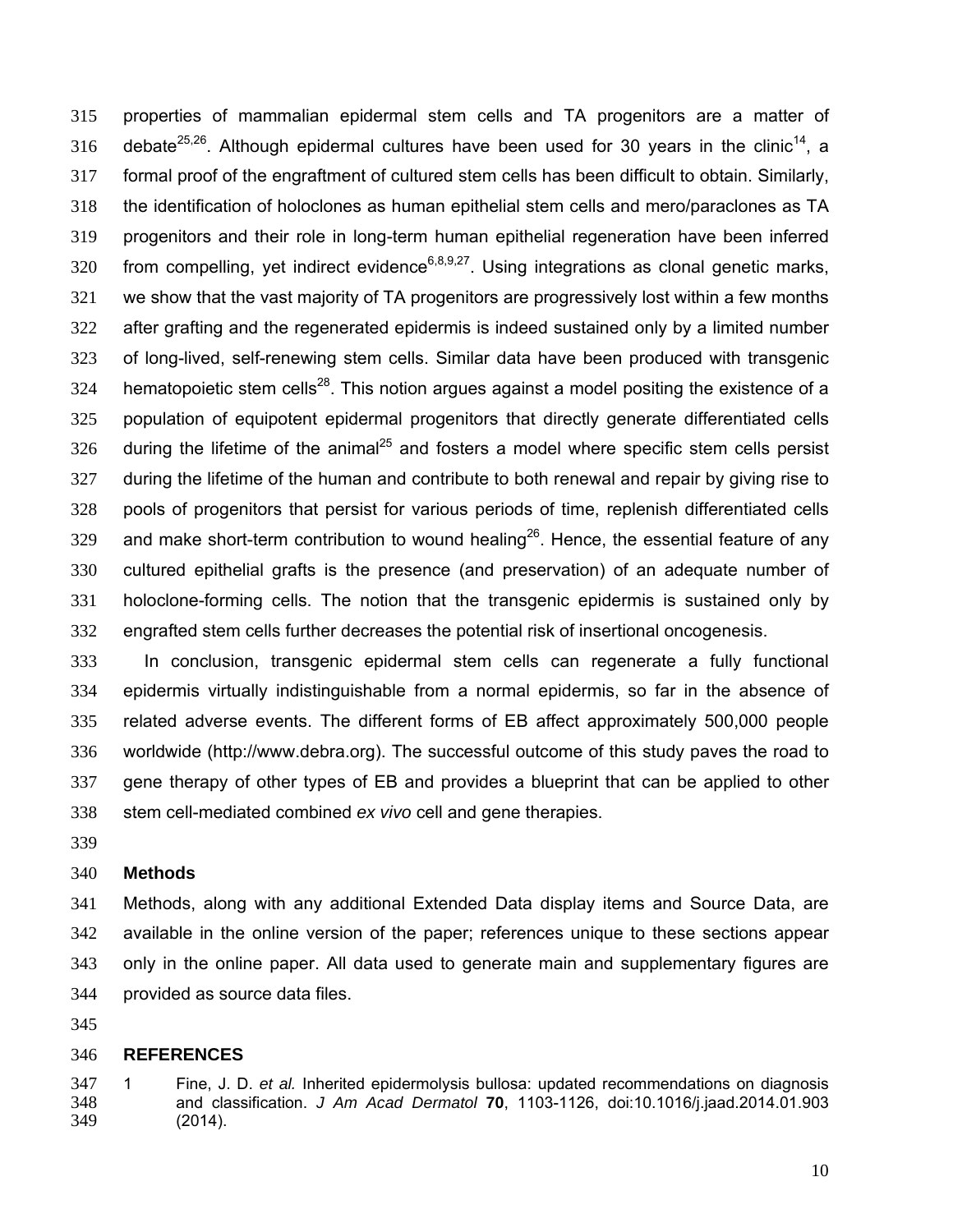properties of mammalian epidermal stem cells and TA progenitors are a matter of debate[25,26]. Although epidermal cultures have been used for 30 years in the clinic[14], a formal proof of the engraftment of cultured stem cells has been difficult to obtain. Similarly, the identification of holoclones as human epithelial stem cells and mero/paraclones as TA progenitors and their role in long-term human epithelial regeneration have been inferred from compelling, yet indirect evidence[6,8,9,27]. Using integrations as clonal genetic marks, we show that the vast majority of TA progenitors are progressively lost within a few months after grafting and the regenerated epidermis is indeed sustained only by a limited number of long-lived, self-renewing stem cells. Similar data have been produced with transgenic hematopoietic stem cells[28]. This notion argues against a model positing the existence of a population of equipotent epidermal progenitors that directly generate differentiated cells during the lifetime of the animal[25] and fosters a model where specific stem cells persist during the lifetime of the human and contribute to both renewal and repair by giving rise to pools of progenitors that persist for various periods of time, replenish differentiated cells and make short-term contribution to wound healing[26]. Hence, the essential feature of any cultured epithelial grafts is the presence (and preservation) of an adequate number of holoclone-forming cells. The notion that the transgenic epidermis is sustained only by engrafted stem cells further decreases the potential risk of insertional oncogenesis.

In conclusion, transgenic epidermal stem cells can regenerate a fully functional epidermis virtually indistinguishable from a normal epidermis, so far in the absence of related adverse events. The different forms of EB affect approximately 500,000 people worldwide (http://www.debra.org). The successful outcome of this study paves the road to gene therapy of other types of EB and provides a blueprint that can be applied to other stem cell-mediated combined *ex vivo* cell and gene therapies.

## Methods

Methods, along with any additional Extended Data display items and Source Data, are available in the online version of the paper; references unique to these sections appear only in the online paper. All data used to generate main and supplementary figures are provided as source data files.

## REFERENCES

1 Fine, J. D. *et al.* Inherited epidermolysis bullosa: updated recommendations on diagnosis and classification. *J Am Acad Dermatol* **70**, 1103-1126, doi:10.1016/j.jaad.2014.01.903 (2014).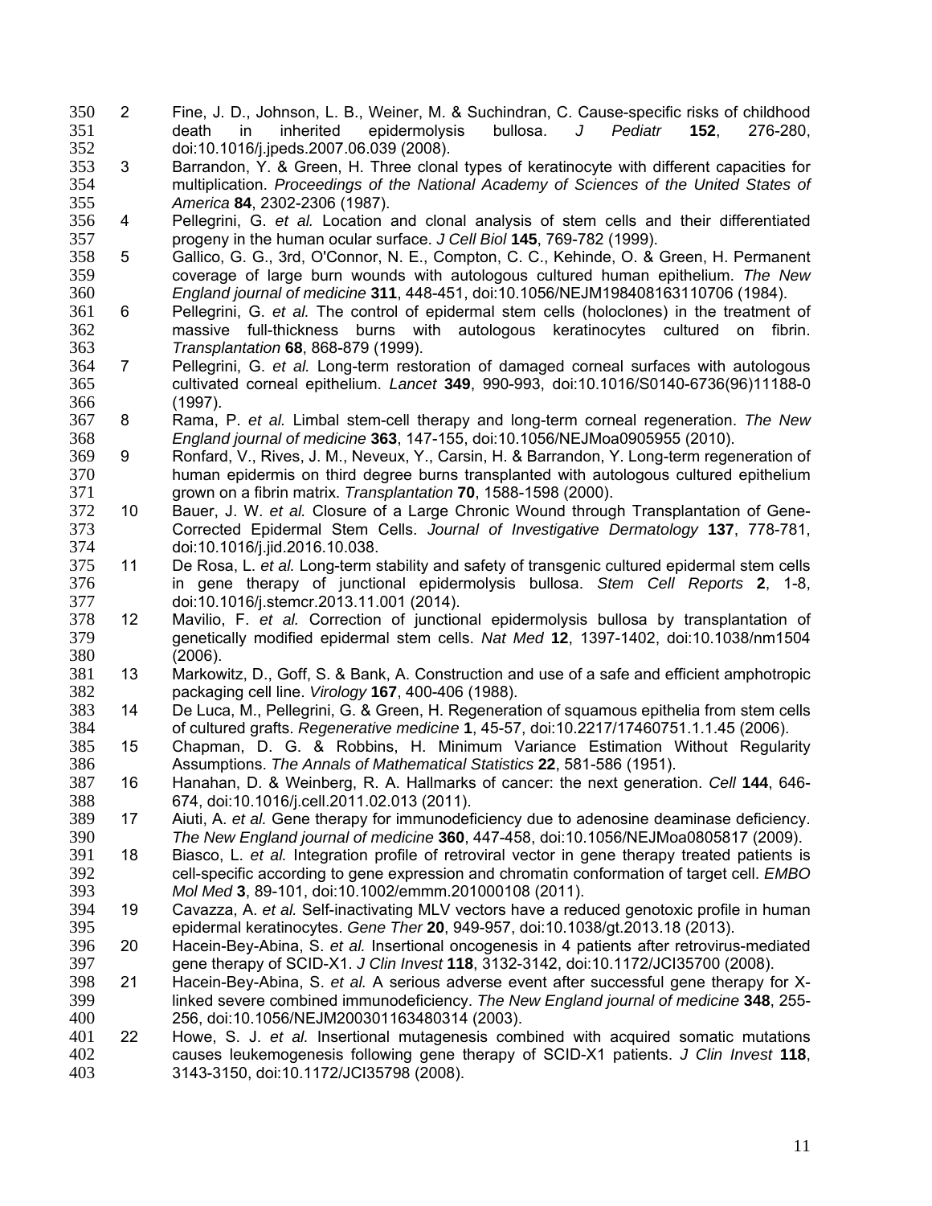2. Fine, J. D., Johnson, L. B., Weiner, M. & Suchindran, C. Cause-specific risks of childhood death in inherited epidermolysis bullosa. *J Pediatr* **152**, 276-280, doi:10.1016/j.jpeds.2007.06.039 (2008).
3. Barrandon, Y. & Green, H. Three clonal types of keratinocyte with different capacities for multiplication. *Proceedings of the National Academy of Sciences of the United States of America* **84**, 2302-2306 (1987).
4. Pellegrini, G. *et al.* Location and clonal analysis of stem cells and their differentiated progeny in the human ocular surface. *J Cell Biol* **145**, 769-782 (1999).
5. Gallico, G. G., 3rd, O'Connor, N. E., Compton, C. C., Kehinde, O. & Green, H. Permanent coverage of large burn wounds with autologous cultured human epithelium. *The New England journal of medicine* **311**, 448-451, doi:10.1056/NEJM198408163110706 (1984).
6. Pellegrini, G. *et al.* The control of epidermal stem cells (holoclones) in the treatment of massive full-thickness burns with autologous keratinocytes cultured on fibrin. *Transplantation* **68**, 868-879 (1999).
7. Pellegrini, G. *et al.* Long-term restoration of damaged corneal surfaces with autologous cultivated corneal epithelium. *Lancet* **349**, 990-993, doi:10.1016/S0140-6736(96)11188-0 (1997).
8. Rama, P. *et al.* Limbal stem-cell therapy and long-term corneal regeneration. *The New England journal of medicine* **363**, 147-155, doi:10.1056/NEJMoa0905955 (2010).
9. Ronfard, V., Rives, J. M., Neveux, Y., Carsin, H. & Barrandon, Y. Long-term regeneration of human epidermis on third degree burns transplanted with autologous cultured epithelium grown on a fibrin matrix. *Transplantation* **70**, 1588-1598 (2000).
10. Bauer, J. W. *et al.* Closure of a Large Chronic Wound through Transplantation of Gene-Corrected Epidermal Stem Cells. *Journal of Investigative Dermatology* **137**, 778-781, doi:10.1016/j.jid.2016.10.038.
11. De Rosa, L. *et al.* Long-term stability and safety of transgenic cultured epidermal stem cells in gene therapy of junctional epidermolysis bullosa. *Stem Cell Reports* **2**, 1-8, doi:10.1016/j.stemcr.2013.11.001 (2014).
12. Mavilio, F. *et al.* Correction of junctional epidermolysis bullosa by transplantation of genetically modified epidermal stem cells. *Nat Med* **12**, 1397-1402, doi:10.1038/nm1504 (2006).
13. Markowitz, D., Goff, S. & Bank, A. Construction and use of a safe and efficient amphotropic packaging cell line. *Virology* **167**, 400-406 (1988).
14. De Luca, M., Pellegrini, G. & Green, H. Regeneration of squamous epithelia from stem cells of cultured grafts. *Regenerative medicine* **1**, 45-57, doi:10.2217/17460751.1.1.45 (2006).
15. Chapman, D. G. & Robbins, H. Minimum Variance Estimation Without Regularity Assumptions. *The Annals of Mathematical Statistics* **22**, 581-586 (1951).
16. Hanahan, D. & Weinberg, R. A. Hallmarks of cancer: the next generation. *Cell* **144**, 646-674, doi:10.1016/j.cell.2011.02.013 (2011).
17. Aiuti, A. *et al.* Gene therapy for immunodeficiency due to adenosine deaminase deficiency. *The New England journal of medicine* **360**, 447-458, doi:10.1056/NEJMoa0805817 (2009).
18. Biasco, L. *et al.* Integration profile of retroviral vector in gene therapy treated patients is cell-specific according to gene expression and chromatin conformation of target cell. *EMBO Mol Med* **3**, 89-101, doi:10.1002/emmm.201000108 (2011).
19. Cavazza, A. *et al.* Self-inactivating MLV vectors have a reduced genotoxic profile in human epidermal keratinocytes. *Gene Ther* **20**, 949-957, doi:10.1038/gt.2013.18 (2013).
20. Hacein-Bey-Abina, S. *et al.* Insertional oncogenesis in 4 patients after retrovirus-mediated gene therapy of SCID-X1. *J Clin Invest* **118**, 3132-3142, doi:10.1172/JCI35700 (2008).
21. Hacein-Bey-Abina, S. *et al.* A serious adverse event after successful gene therapy for X-linked severe combined immunodeficiency. *The New England journal of medicine* **348**, 255-256, doi:10.1056/NEJM200301163480314 (2003).
22. Howe, S. J. *et al.* Insertional mutagenesis combined with acquired somatic mutations causes leukemogenesis following gene therapy of SCID-X1 patients. *J Clin Invest* **118**, 3143-3150, doi:10.1172/JCI35798 (2008).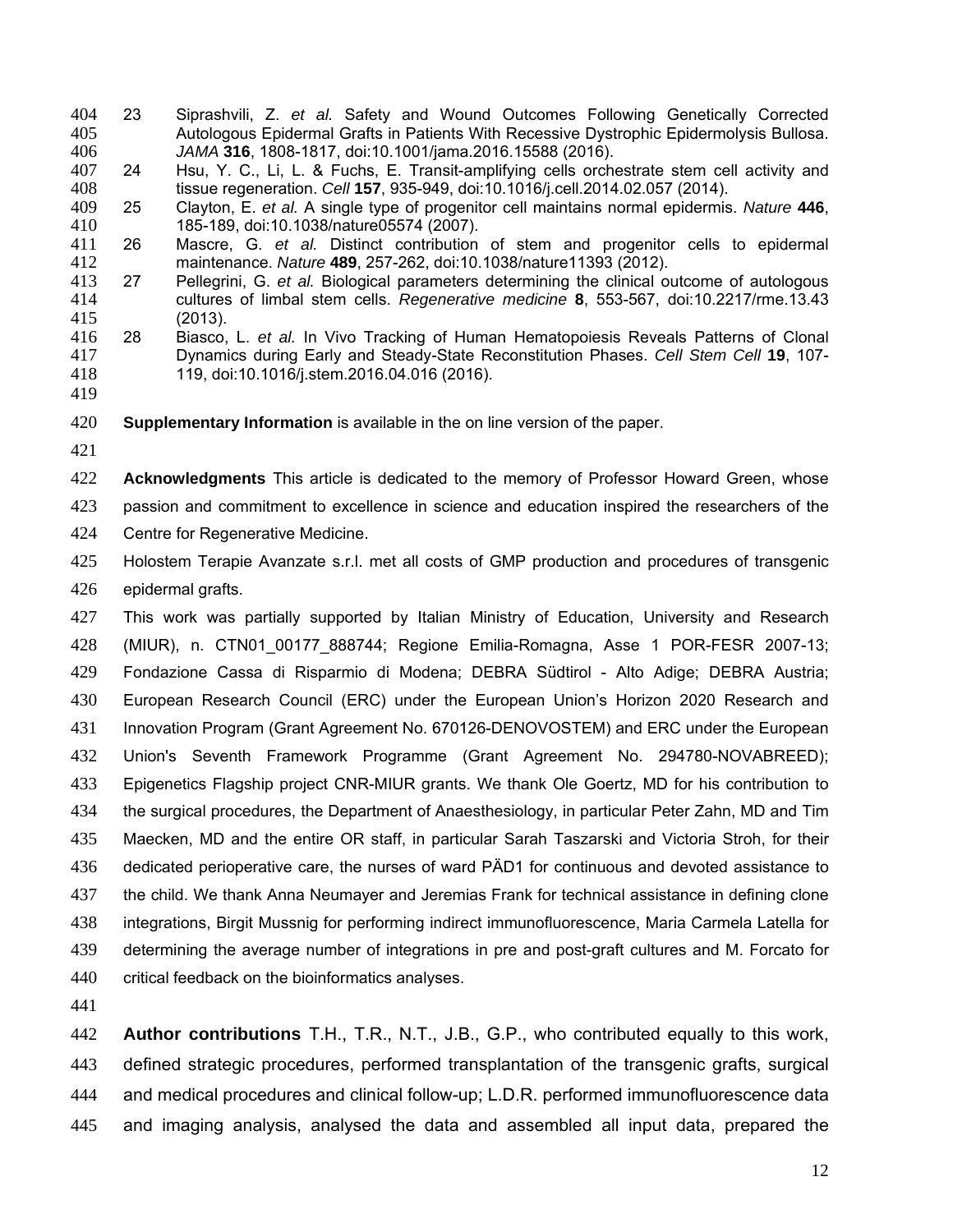23 Siprashvili, Z. *et al.* Safety and Wound Outcomes Following Genetically Corrected Autologous Epidermal Grafts in Patients With Recessive Dystrophic Epidermolysis Bullosa. *JAMA* **316**, 1808-1817, doi:10.1001/jama.2016.15588 (2016).

24 Hsu, Y. C., Li, L. & Fuchs, E. Transit-amplifying cells orchestrate stem cell activity and tissue regeneration. *Cell* **157**, 935-949, doi:10.1016/j.cell.2014.02.057 (2014).

25 Clayton, E. *et al.* A single type of progenitor cell maintains normal epidermis. *Nature* **446**, 185-189, doi:10.1038/nature05574 (2007).

26 Mascre, G. *et al.* Distinct contribution of stem and progenitor cells to epidermal maintenance. *Nature* **489**, 257-262, doi:10.1038/nature11393 (2012).

27 Pellegrini, G. *et al.* Biological parameters determining the clinical outcome of autologous cultures of limbal stem cells. *Regenerative medicine* **8**, 553-567, doi:10.2217/rme.13.43 (2013).

28 Biasco, L. *et al.* In Vivo Tracking of Human Hematopoiesis Reveals Patterns of Clonal Dynamics during Early and Steady-State Reconstitution Phases. *Cell Stem Cell* **19**, 107-119, doi:10.1016/j.stem.2016.04.016 (2016).

**Supplementary Information** is available in the on line version of the paper.

**Acknowledgments** This article is dedicated to the memory of Professor Howard Green, whose passion and commitment to excellence in science and education inspired the researchers of the Centre for Regenerative Medicine.

Holostem Terapie Avanzate s.r.l. met all costs of GMP production and procedures of transgenic epidermal grafts.

This work was partially supported by Italian Ministry of Education, University and Research (MIUR), n. CTN01_00177_888744; Regione Emilia-Romagna, Asse 1 POR-FESR 2007-13; Fondazione Cassa di Risparmio di Modena; DEBRA Südtirol - Alto Adige; DEBRA Austria; European Research Council (ERC) under the European Union's Horizon 2020 Research and Innovation Program (Grant Agreement No. 670126-DENOVOSTEM) and ERC under the European Union's Seventh Framework Programme (Grant Agreement No. 294780-NOVABREED); Epigenetics Flagship project CNR-MIUR grants. We thank Ole Goertz, MD for his contribution to the surgical procedures, the Department of Anaesthesiology, in particular Peter Zahn, MD and Tim Maecken, MD and the entire OR staff, in particular Sarah Taszarski and Victoria Stroh, for their dedicated perioperative care, the nurses of ward PÄD1 for continuous and devoted assistance to the child. We thank Anna Neumayer and Jeremias Frank for technical assistance in defining clone integrations, Birgit Mussnig for performing indirect immunofluorescence, Maria Carmela Latella for determining the average number of integrations in pre and post-graft cultures and M. Forcato for critical feedback on the bioinformatics analyses.

**Author contributions** T.H., T.R., N.T., J.B., G.P., who contributed equally to this work, defined strategic procedures, performed transplantation of the transgenic grafts, surgical and medical procedures and clinical follow-up; L.D.R. performed immunofluorescence data and imaging analysis, analysed the data and assembled all input data, prepared the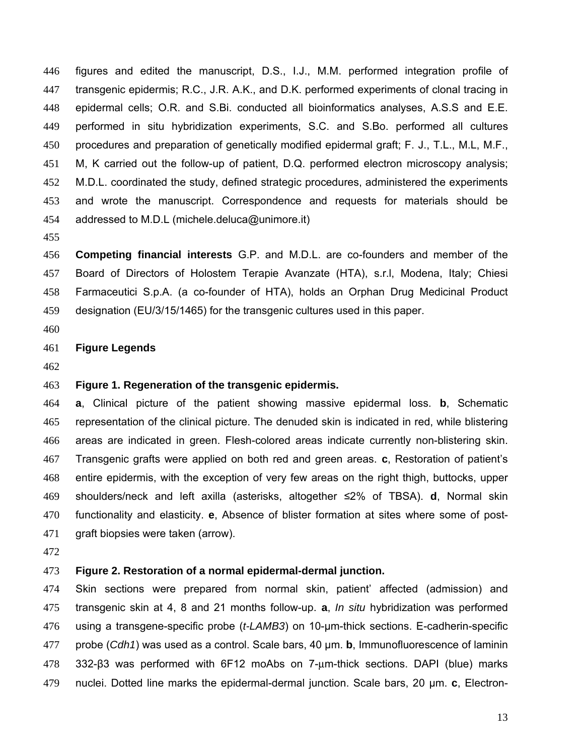figures and edited the manuscript, D.S., I.J., M.M. performed integration profile of transgenic epidermis; R.C., J.R. A.K., and D.K. performed experiments of clonal tracing in epidermal cells; O.R. and S.Bi. conducted all bioinformatics analyses, A.S.S and E.E. performed in situ hybridization experiments, S.C. and S.Bo. performed all cultures procedures and preparation of genetically modified epidermal graft; F. J., T.L., M.L, M.F., M, K carried out the follow-up of patient, D.Q. performed electron microscopy analysis; M.D.L. coordinated the study, defined strategic procedures, administered the experiments and wrote the manuscript. Correspondence and requests for materials should be addressed to M.D.L (michele.deluca@unimore.it)

**Competing financial interests** G.P. and M.D.L. are co-founders and member of the Board of Directors of Holostem Terapie Avanzate (HTA), s.r.l, Modena, Italy; Chiesi Farmaceutici S.p.A. (a co-founder of HTA), holds an Orphan Drug Medicinal Product designation (EU/3/15/1465) for the transgenic cultures used in this paper.

## Figure Legends

**Figure 1. Regeneration of the transgenic epidermis.**

**a**, Clinical picture of the patient showing massive epidermal loss. **b**, Schematic representation of the clinical picture. The denuded skin is indicated in red, while blistering areas are indicated in green. Flesh-colored areas indicate currently non-blistering skin. Transgenic grafts were applied on both red and green areas. **c**, Restoration of patient's entire epidermis, with the exception of very few areas on the right thigh, buttocks, upper shoulders/neck and left axilla (asterisks, altogether ≤2% of TBSA). **d**, Normal skin functionality and elasticity. **e**, Absence of blister formation at sites where some of post-graft biopsies were taken (arrow).

**Figure 2. Restoration of a normal epidermal-dermal junction.**

Skin sections were prepared from normal skin, patient' affected (admission) and transgenic skin at 4, 8 and 21 months follow-up. **a**, *In situ* hybridization was performed using a transgene-specific probe (*t-LAMB3*) on 10-µm-thick sections. E-cadherin-specific probe (*Cdh1*) was used as a control. Scale bars, 40 µm. **b**, Immunofluorescence of laminin 332-β3 was performed with 6F12 moAbs on 7-µm-thick sections. DAPI (blue) marks nuclei. Dotted line marks the epidermal-dermal junction. Scale bars, 20 µm. **c**, Electron-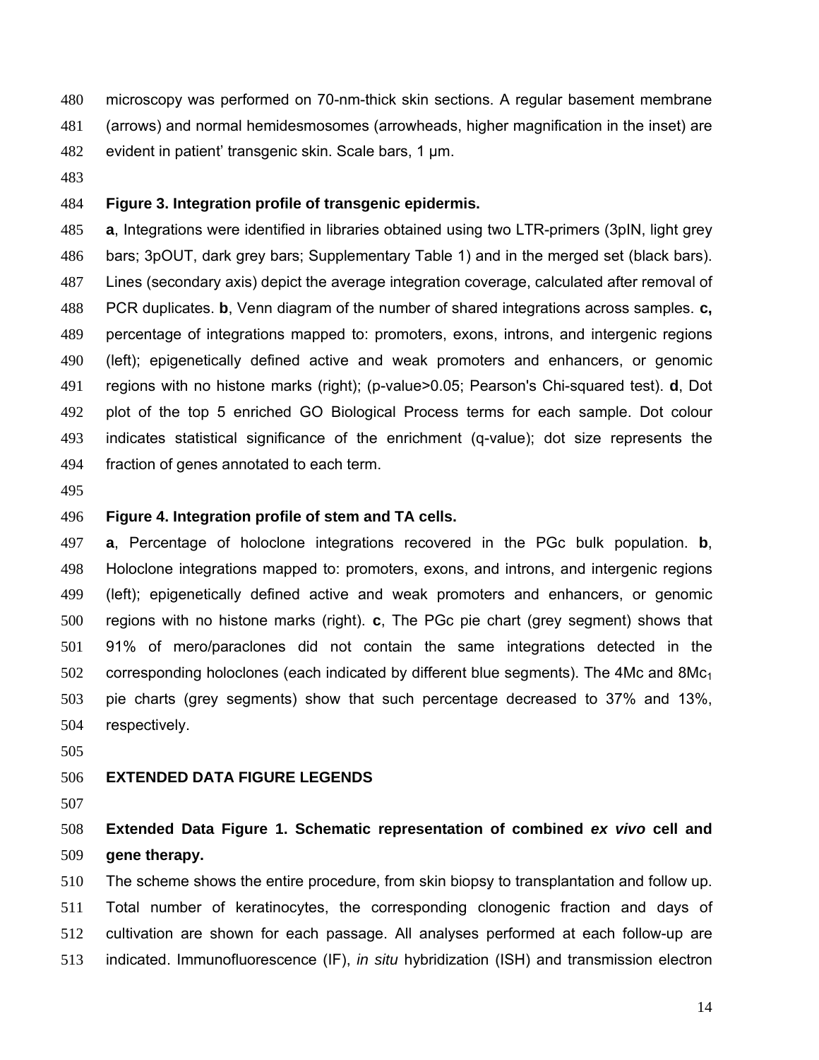microscopy was performed on 70-nm-thick skin sections. A regular basement membrane (arrows) and normal hemidesmosomes (arrowheads, higher magnification in the inset) are evident in patient' transgenic skin. Scale bars, 1 µm.

**Figure 3. Integration profile of transgenic epidermis.**

**a**, Integrations were identified in libraries obtained using two LTR-primers (3pIN, light grey bars; 3pOUT, dark grey bars; Supplementary Table 1) and in the merged set (black bars). Lines (secondary axis) depict the average integration coverage, calculated after removal of PCR duplicates. **b**, Venn diagram of the number of shared integrations across samples. **c,** percentage of integrations mapped to: promoters, exons, introns, and intergenic regions (left); epigenetically defined active and weak promoters and enhancers, or genomic regions with no histone marks (right); (p-value>0.05; Pearson's Chi-squared test). **d**, Dot plot of the top 5 enriched GO Biological Process terms for each sample. Dot colour indicates statistical significance of the enrichment (q-value); dot size represents the fraction of genes annotated to each term.

**Figure 4. Integration profile of stem and TA cells.**

**a**, Percentage of holoclone integrations recovered in the PGc bulk population. **b**, Holoclone integrations mapped to: promoters, exons, and introns, and intergenic regions (left); epigenetically defined active and weak promoters and enhancers, or genomic regions with no histone marks (right). **c**, The PGc pie chart (grey segment) shows that 91% of mero/paraclones did not contain the same integrations detected in the corresponding holoclones (each indicated by different blue segments). The 4Mc and $8Mc_1$ pie charts (grey segments) show that such percentage decreased to 37% and 13%, respectively.

## EXTENDED DATA FIGURE LEGENDS

**Extended Data Figure 1. Schematic representation of combined *ex vivo* cell and gene therapy.**

The scheme shows the entire procedure, from skin biopsy to transplantation and follow up. Total number of keratinocytes, the corresponding clonogenic fraction and days of cultivation are shown for each passage. All analyses performed at each follow-up are indicated. Immunofluorescence (IF), *in situ* hybridization (ISH) and transmission electron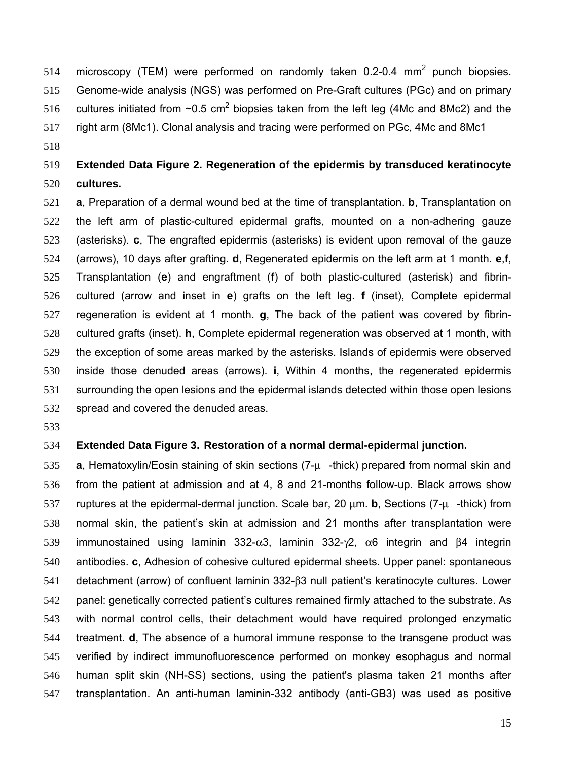microscopy (TEM) were performed on randomly taken 0.2-0.4 $mm^2$ punch biopsies. Genome-wide analysis (NGS) was performed on Pre-Graft cultures (PGc) and on primary cultures initiated from ~0.5 $cm^2$ biopsies taken from the left leg (4Mc and 8Mc2) and the right arm (8Mc1). Clonal analysis and tracing were performed on PGc, 4Mc and 8Mc1

**Extended Data Figure 2. Regeneration of the epidermis by transduced keratinocyte cultures.**

**a**, Preparation of a dermal wound bed at the time of transplantation. **b**, Transplantation on the left arm of plastic-cultured epidermal grafts, mounted on a non-adhering gauze (asterisks). **c**, The engrafted epidermis (asterisks) is evident upon removal of the gauze (arrows), 10 days after grafting. **d**, Regenerated epidermis on the left arm at 1 month. **e**,**f**, Transplantation (**e**) and engraftment (**f**) of both plastic-cultured (asterisk) and fibrin-cultured (arrow and inset in **e**) grafts on the left leg. **f** (inset), Complete epidermal regeneration is evident at 1 month. **g**, The back of the patient was covered by fibrin-cultured grafts (inset). **h**, Complete epidermal regeneration was observed at 1 month, with the exception of some areas marked by the asterisks. Islands of epidermis were observed inside those denuded areas (arrows). **i**, Within 4 months, the regenerated epidermis surrounding the open lesions and the epidermal islands detected within those open lesions spread and covered the denuded areas.

**Extended Data Figure 3. Restoration of a normal dermal-epidermal junction.**

**a**, Hematoxylin/Eosin staining of skin sections (7-μ -thick) prepared from normal skin and from the patient at admission and at 4, 8 and 21-months follow-up. Black arrows show ruptures at the epidermal-dermal junction. Scale bar, 20 μm. **b**, Sections (7-μ -thick) from normal skin, the patient's skin at admission and 21 months after transplantation were immunostained using laminin 332-α3, laminin 332-γ2, α6 integrin and β4 integrin antibodies. **c**, Adhesion of cohesive cultured epidermal sheets. Upper panel: spontaneous detachment (arrow) of confluent laminin 332-β3 null patient's keratinocyte cultures. Lower panel: genetically corrected patient's cultures remained firmly attached to the substrate. As with normal control cells, their detachment would have required prolonged enzymatic treatment. **d**, The absence of a humoral immune response to the transgene product was verified by indirect immunofluorescence performed on monkey esophagus and normal human split skin (NH-SS) sections, using the patient's plasma taken 21 months after transplantation. An anti-human laminin-332 antibody (anti-GB3) was used as positive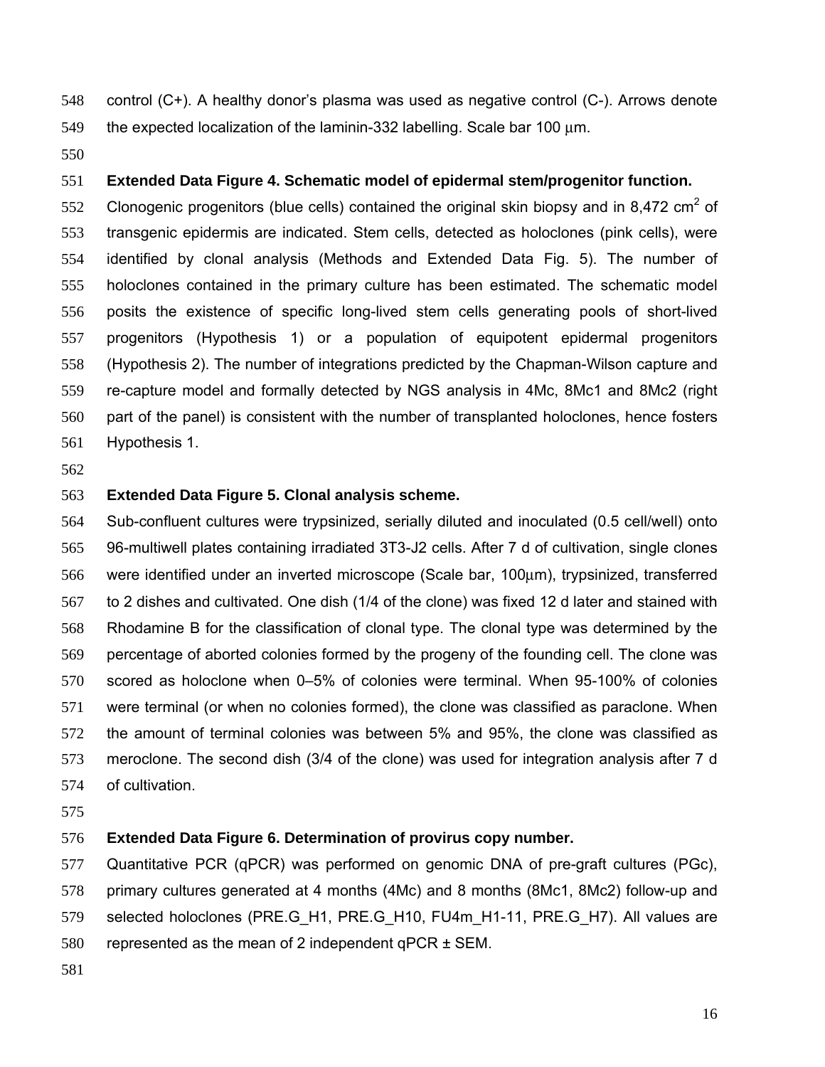control (C+). A healthy donor's plasma was used as negative control (C-). Arrows denote the expected localization of the laminin-332 labelling. Scale bar 100 μm.

**Extended Data Figure 4. Schematic model of epidermal stem/progenitor function.**
Clonogenic progenitors (blue cells) contained the original skin biopsy and in 8,472 $cm^2$ of transgenic epidermis are indicated. Stem cells, detected as holoclones (pink cells), were identified by clonal analysis (Methods and Extended Data Fig. 5). The number of holoclones contained in the primary culture has been estimated. The schematic model posits the existence of specific long-lived stem cells generating pools of short-lived progenitors (Hypothesis 1) or a population of equipotent epidermal progenitors (Hypothesis 2). The number of integrations predicted by the Chapman-Wilson capture and re-capture model and formally detected by NGS analysis in 4Mc, 8Mc1 and 8Mc2 (right part of the panel) is consistent with the number of transplanted holoclones, hence fosters Hypothesis 1.

**Extended Data Figure 5. Clonal analysis scheme.**
Sub-confluent cultures were trypsinized, serially diluted and inoculated (0.5 cell/well) onto 96-multiwell plates containing irradiated 3T3-J2 cells. After 7 d of cultivation, single clones were identified under an inverted microscope (Scale bar, 100μm), trypsinized, transferred to 2 dishes and cultivated. One dish (1/4 of the clone) was fixed 12 d later and stained with Rhodamine B for the classification of clonal type. The clonal type was determined by the percentage of aborted colonies formed by the progeny of the founding cell. The clone was scored as holoclone when 0–5% of colonies were terminal. When 95-100% of colonies were terminal (or when no colonies formed), the clone was classified as paraclone. When the amount of terminal colonies was between 5% and 95%, the clone was classified as meroclone. The second dish (3/4 of the clone) was used for integration analysis after 7 d of cultivation.

**Extended Data Figure 6. Determination of provirus copy number.**
Quantitative PCR (qPCR) was performed on genomic DNA of pre-graft cultures (PGc), primary cultures generated at 4 months (4Mc) and 8 months (8Mc1, 8Mc2) follow-up and selected holoclones (PRE.G_H1, PRE.G_H10, FU4m_H1-11, PRE.G_H7). All values are represented as the mean of 2 independent qPCR ± SEM.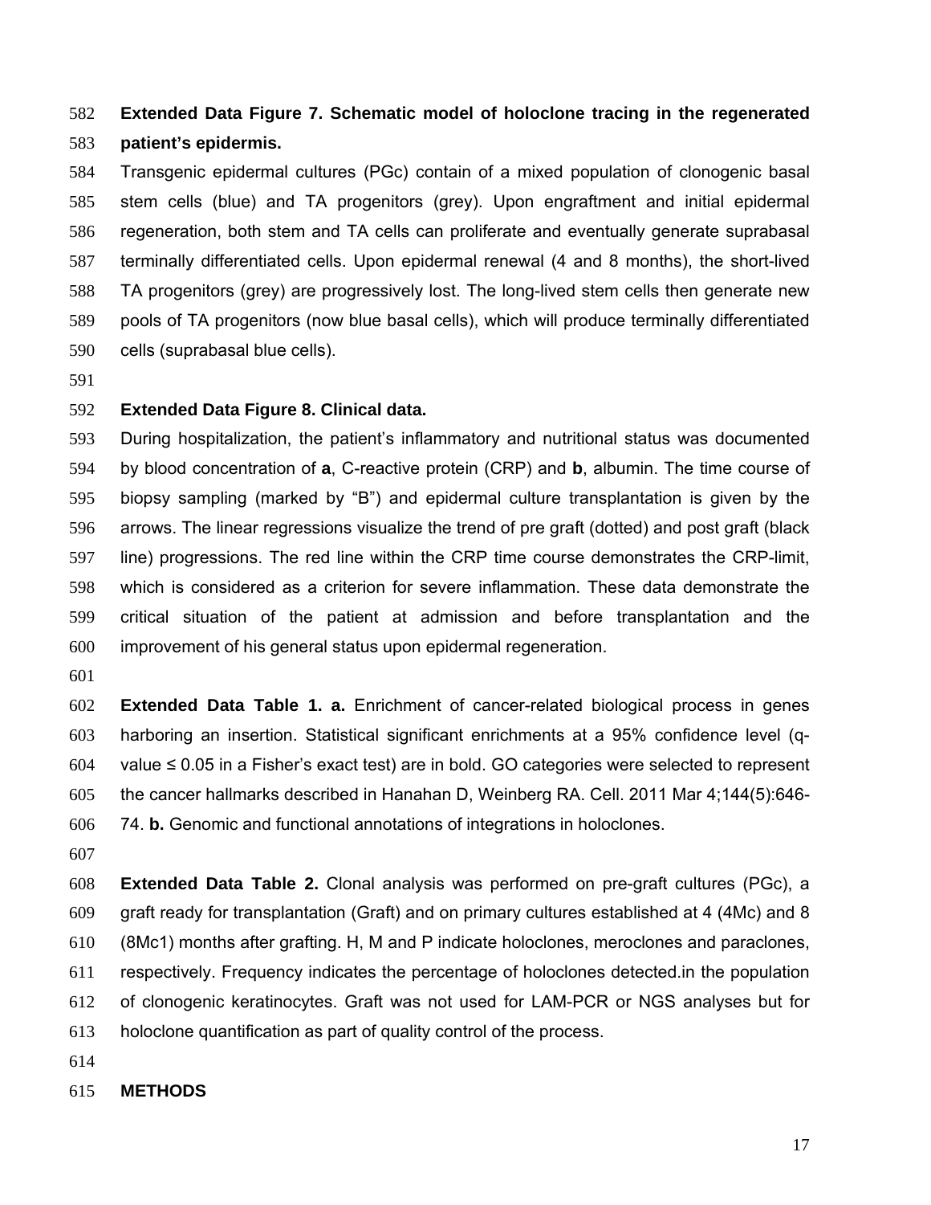**Extended Data Figure 7. Schematic model of holoclone tracing in the regenerated patient's epidermis.**

Transgenic epidermal cultures (PGc) contain of a mixed population of clonogenic basal stem cells (blue) and TA progenitors (grey). Upon engraftment and initial epidermal regeneration, both stem and TA cells can proliferate and eventually generate suprabasal terminally differentiated cells. Upon epidermal renewal (4 and 8 months), the short-lived TA progenitors (grey) are progressively lost. The long-lived stem cells then generate new pools of TA progenitors (now blue basal cells), which will produce terminally differentiated cells (suprabasal blue cells).

**Extended Data Figure 8. Clinical data.**

During hospitalization, the patient's inflammatory and nutritional status was documented by blood concentration of **a**, C-reactive protein (CRP) and **b**, albumin. The time course of biopsy sampling (marked by "B") and epidermal culture transplantation is given by the arrows. The linear regressions visualize the trend of pre graft (dotted) and post graft (black line) progressions. The red line within the CRP time course demonstrates the CRP-limit, which is considered as a criterion for severe inflammation. These data demonstrate the critical situation of the patient at admission and before transplantation and the improvement of his general status upon epidermal regeneration.

**Extended Data Table 1. a.** Enrichment of cancer-related biological process in genes harboring an insertion. Statistical significant enrichments at a 95% confidence level (q-value ≤ 0.05 in a Fisher's exact test) are in bold. GO categories were selected to represent the cancer hallmarks described in Hanahan D, Weinberg RA. Cell. 2011 Mar 4;144(5):646-74. **b.** Genomic and functional annotations of integrations in holoclones.

**Extended Data Table 2.** Clonal analysis was performed on pre-graft cultures (PGc), a graft ready for transplantation (Graft) and on primary cultures established at 4 (4Mc) and 8 (8Mc1) months after grafting. H, M and P indicate holoclones, meroclones and paraclones, respectively. Frequency indicates the percentage of holoclones detected.in the population of clonogenic keratinocytes. Graft was not used for LAM-PCR or NGS analyses but for holoclone quantification as part of quality control of the process.

## METHODS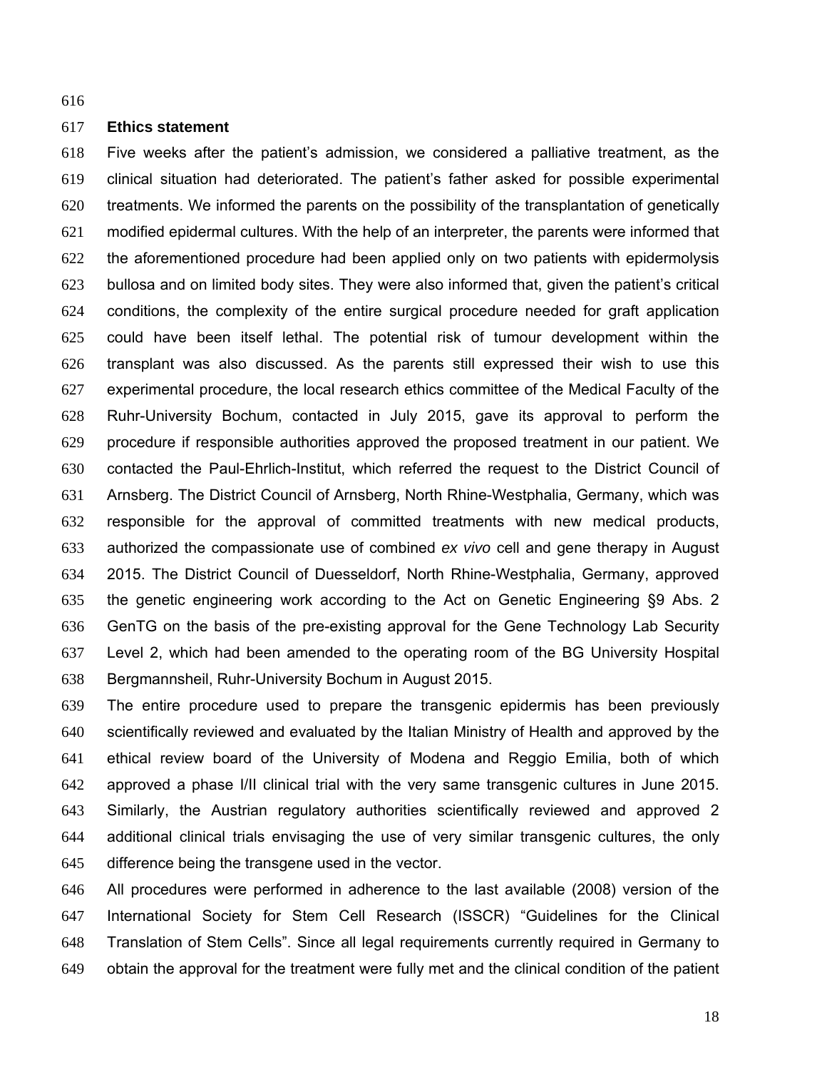**Ethics statement**

Five weeks after the patient's admission, we considered a palliative treatment, as the clinical situation had deteriorated. The patient's father asked for possible experimental treatments. We informed the parents on the possibility of the transplantation of genetically modified epidermal cultures. With the help of an interpreter, the parents were informed that the aforementioned procedure had been applied only on two patients with epidermolysis bullosa and on limited body sites. They were also informed that, given the patient's critical conditions, the complexity of the entire surgical procedure needed for graft application could have been itself lethal. The potential risk of tumour development within the transplant was also discussed. As the parents still expressed their wish to use this experimental procedure, the local research ethics committee of the Medical Faculty of the Ruhr-University Bochum, contacted in July 2015, gave its approval to perform the procedure if responsible authorities approved the proposed treatment in our patient. We contacted the Paul-Ehrlich-Institut, which referred the request to the District Council of Arnsberg. The District Council of Arnsberg, North Rhine-Westphalia, Germany, which was responsible for the approval of committed treatments with new medical products, authorized the compassionate use of combined *ex vivo* cell and gene therapy in August 2015. The District Council of Duesseldorf, North Rhine-Westphalia, Germany, approved the genetic engineering work according to the Act on Genetic Engineering §9 Abs. 2 GenTG on the basis of the pre-existing approval for the Gene Technology Lab Security Level 2, which had been amended to the operating room of the BG University Hospital Bergmannsheil, Ruhr-University Bochum in August 2015.

The entire procedure used to prepare the transgenic epidermis has been previously scientifically reviewed and evaluated by the Italian Ministry of Health and approved by the ethical review board of the University of Modena and Reggio Emilia, both of which approved a phase I/II clinical trial with the very same transgenic cultures in June 2015. Similarly, the Austrian regulatory authorities scientifically reviewed and approved 2 additional clinical trials envisaging the use of very similar transgenic cultures, the only difference being the transgene used in the vector.

All procedures were performed in adherence to the last available (2008) version of the International Society for Stem Cell Research (ISSCR) "Guidelines for the Clinical Translation of Stem Cells". Since all legal requirements currently required in Germany to obtain the approval for the treatment were fully met and the clinical condition of the patient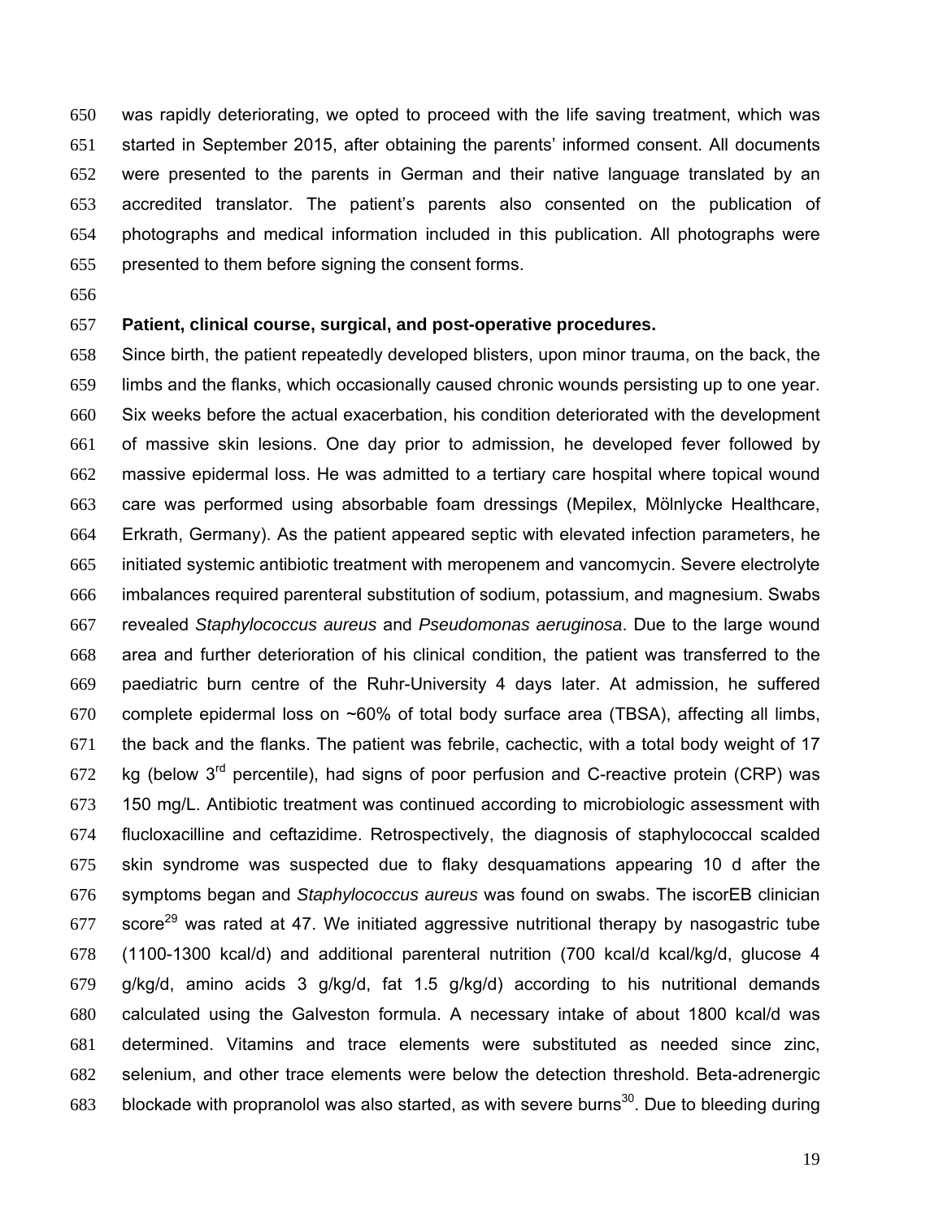was rapidly deteriorating, we opted to proceed with the life saving treatment, which was started in September 2015, after obtaining the parents' informed consent. All documents were presented to the parents in German and their native language translated by an accredited translator. The patient's parents also consented on the publication of photographs and medical information included in this publication. All photographs were presented to them before signing the consent forms.

**Patient, clinical course, surgical, and post-operative procedures.**

Since birth, the patient repeatedly developed blisters, upon minor trauma, on the back, the limbs and the flanks, which occasionally caused chronic wounds persisting up to one year. Six weeks before the actual exacerbation, his condition deteriorated with the development of massive skin lesions. One day prior to admission, he developed fever followed by massive epidermal loss. He was admitted to a tertiary care hospital where topical wound care was performed using absorbable foam dressings (Mepilex, Mölnlycke Healthcare, Erkrath, Germany). As the patient appeared septic with elevated infection parameters, he initiated systemic antibiotic treatment with meropenem and vancomycin. Severe electrolyte imbalances required parenteral substitution of sodium, potassium, and magnesium. Swabs revealed *Staphylococcus aureus* and *Pseudomonas aeruginosa*. Due to the large wound area and further deterioration of his clinical condition, the patient was transferred to the paediatric burn centre of the Ruhr-University 4 days later. At admission, he suffered complete epidermal loss on ~60% of total body surface area (TBSA), affecting all limbs, the back and the flanks. The patient was febrile, cachectic, with a total body weight of 17 kg (below 3rd percentile), had signs of poor perfusion and C-reactive protein (CRP) was 150 mg/L. Antibiotic treatment was continued according to microbiologic assessment with flucloxacilline and ceftazidime. Retrospectively, the diagnosis of staphylococcal scalded skin syndrome was suspected due to flaky desquamations appearing 10 d after the symptoms began and *Staphylococcus aureus* was found on swabs. The iscorEB clinician score[29] was rated at 47. We initiated aggressive nutritional therapy by nasogastric tube (1100-1300 kcal/d) and additional parenteral nutrition (700 kcal/d kcal/kg/d, glucose 4 g/kg/d, amino acids 3 g/kg/d, fat 1.5 g/kg/d) according to his nutritional demands calculated using the Galveston formula. A necessary intake of about 1800 kcal/d was determined. Vitamins and trace elements were substituted as needed since zinc, selenium, and other trace elements were below the detection threshold. Beta-adrenergic blockade with propranolol was also started, as with severe burns[30]. Due to bleeding during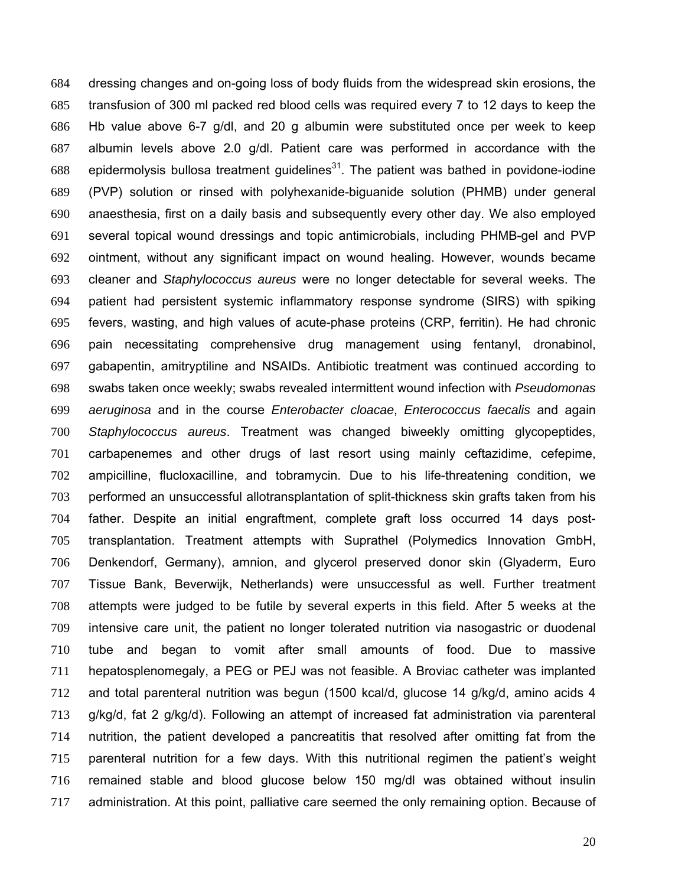dressing changes and on-going loss of body fluids from the widespread skin erosions, the transfusion of 300 ml packed red blood cells was required every 7 to 12 days to keep the Hb value above 6-7 g/dl, and 20 g albumin were substituted once per week to keep albumin levels above 2.0 g/dl. Patient care was performed in accordance with the epidermolysis bullosa treatment guidelines[31]. The patient was bathed in povidone-iodine (PVP) solution or rinsed with polyhexanide-biguanide solution (PHMB) under general anaesthesia, first on a daily basis and subsequently every other day. We also employed several topical wound dressings and topic antimicrobials, including PHMB-gel and PVP ointment, without any significant impact on wound healing. However, wounds became cleaner and *Staphylococcus aureus* were no longer detectable for several weeks. The patient had persistent systemic inflammatory response syndrome (SIRS) with spiking fevers, wasting, and high values of acute-phase proteins (CRP, ferritin). He had chronic pain necessitating comprehensive drug management using fentanyl, dronabinol, gabapentin, amitryptiline and NSAIDs. Antibiotic treatment was continued according to swabs taken once weekly; swabs revealed intermittent wound infection with *Pseudomonas aeruginosa* and in the course *Enterobacter cloacae*, *Enterococcus faecalis* and again *Staphylococcus aureus*. Treatment was changed biweekly omitting glycopeptides, carbapenemes and other drugs of last resort using mainly ceftazidime, cefepime, ampicilline, flucloxacilline, and tobramycin. Due to his life-threatening condition, we performed an unsuccessful allotransplantation of split-thickness skin grafts taken from his father. Despite an initial engraftment, complete graft loss occurred 14 days post-transplantation. Treatment attempts with Suprathel (Polymedics Innovation GmbH, Denkendorf, Germany), amnion, and glycerol preserved donor skin (Glyaderm, Euro Tissue Bank, Beverwijk, Netherlands) were unsuccessful as well. Further treatment attempts were judged to be futile by several experts in this field. After 5 weeks at the intensive care unit, the patient no longer tolerated nutrition via nasogastric or duodenal tube and began to vomit after small amounts of food. Due to massive hepatosplenomegaly, a PEG or PEJ was not feasible. A Broviac catheter was implanted and total parenteral nutrition was begun (1500 kcal/d, glucose 14 g/kg/d, amino acids 4 g/kg/d, fat 2 g/kg/d). Following an attempt of increased fat administration via parenteral nutrition, the patient developed a pancreatitis that resolved after omitting fat from the parenteral nutrition for a few days. With this nutritional regimen the patient's weight remained stable and blood glucose below 150 mg/dl was obtained without insulin administration. At this point, palliative care seemed the only remaining option. Because of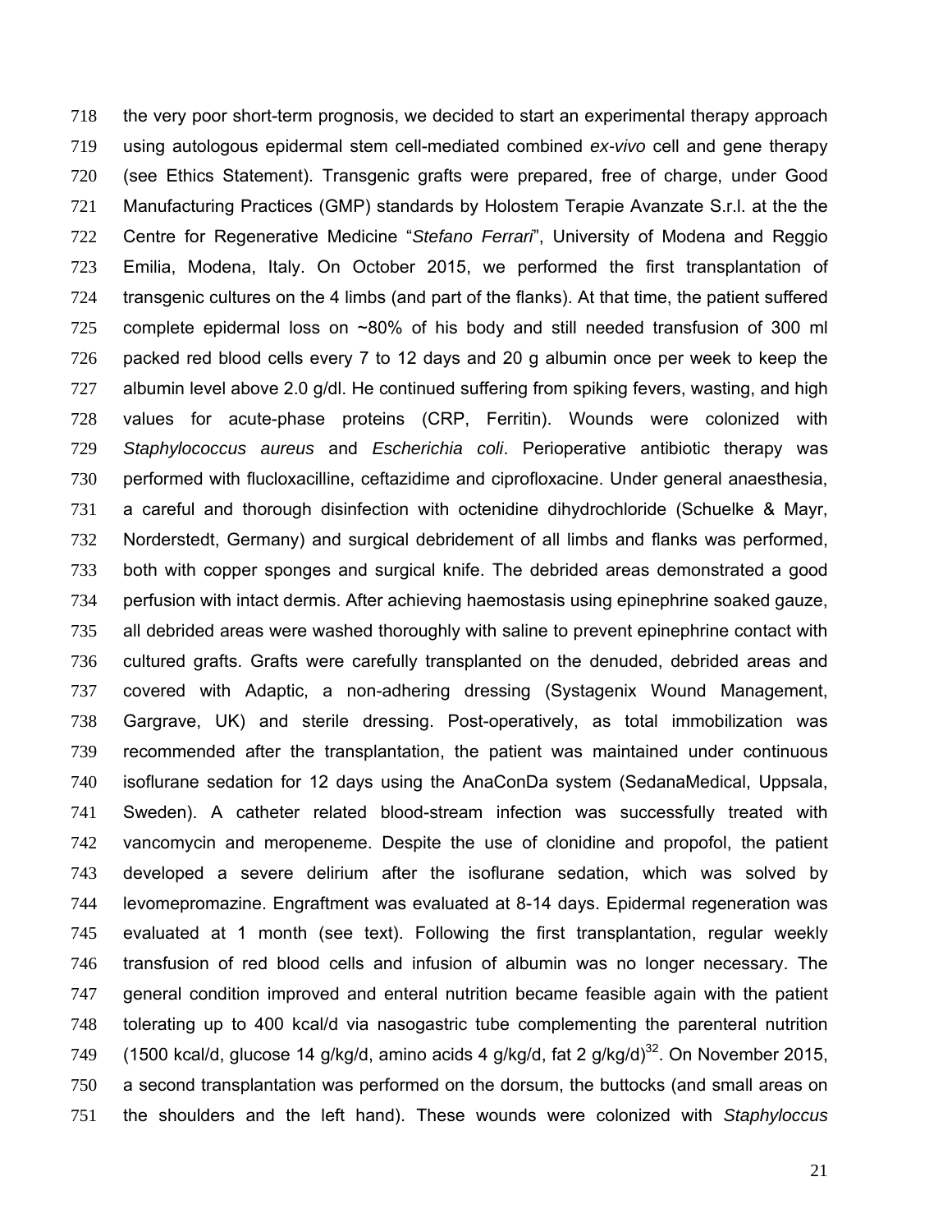the very poor short-term prognosis, we decided to start an experimental therapy approach using autologous epidermal stem cell-mediated combined *ex-vivo* cell and gene therapy (see Ethics Statement). Transgenic grafts were prepared, free of charge, under Good Manufacturing Practices (GMP) standards by Holostem Terapie Avanzate S.r.l. at the the Centre for Regenerative Medicine "*Stefano Ferrari*", University of Modena and Reggio Emilia, Modena, Italy. On October 2015, we performed the first transplantation of transgenic cultures on the 4 limbs (and part of the flanks). At that time, the patient suffered complete epidermal loss on ~80% of his body and still needed transfusion of 300 ml packed red blood cells every 7 to 12 days and 20 g albumin once per week to keep the albumin level above 2.0 g/dl. He continued suffering from spiking fevers, wasting, and high values for acute-phase proteins (CRP, Ferritin). Wounds were colonized with *Staphylococcus aureus* and *Escherichia coli*. Perioperative antibiotic therapy was performed with flucloxacilline, ceftazidime and ciprofloxacine. Under general anaesthesia, a careful and thorough disinfection with octenidine dihydrochloride (Schuelke & Mayr, Norderstedt, Germany) and surgical debridement of all limbs and flanks was performed, both with copper sponges and surgical knife. The debrided areas demonstrated a good perfusion with intact dermis. After achieving haemostasis using epinephrine soaked gauze, all debrided areas were washed thoroughly with saline to prevent epinephrine contact with cultured grafts. Grafts were carefully transplanted on the denuded, debrided areas and covered with Adaptic, a non-adhering dressing (Systagenix Wound Management, Gargrave, UK) and sterile dressing. Post-operatively, as total immobilization was recommended after the transplantation, the patient was maintained under continuous isoflurane sedation for 12 days using the AnaConDa system (SedanaMedical, Uppsala, Sweden). A catheter related blood-stream infection was successfully treated with vancomycin and meropeneme. Despite the use of clonidine and propofol, the patient developed a severe delirium after the isoflurane sedation, which was solved by levomepromazine. Engraftment was evaluated at 8-14 days. Epidermal regeneration was evaluated at 1 month (see text). Following the first transplantation, regular weekly transfusion of red blood cells and infusion of albumin was no longer necessary. The general condition improved and enteral nutrition became feasible again with the patient tolerating up to 400 kcal/d via nasogastric tube complementing the parenteral nutrition (1500 kcal/d, glucose 14 g/kg/d, amino acids 4 g/kg/d, fat 2 g/kg/d)[32]. On November 2015, a second transplantation was performed on the dorsum, the buttocks (and small areas on the shoulders and the left hand). These wounds were colonized with *Staphyloccus*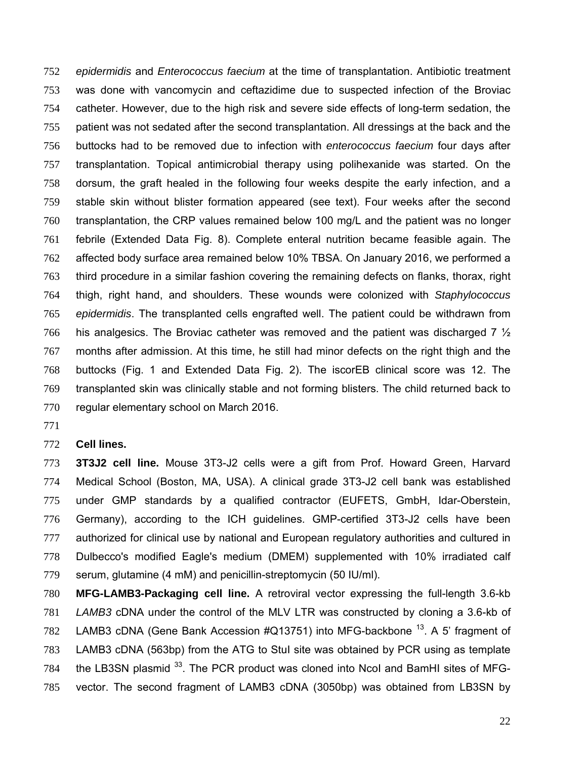*epidermidis* and *Enterococcus faecium* at the time of transplantation. Antibiotic treatment was done with vancomycin and ceftazidime due to suspected infection of the Broviac catheter. However, due to the high risk and severe side effects of long-term sedation, the patient was not sedated after the second transplantation. All dressings at the back and the buttocks had to be removed due to infection with *enterococcus faecium* four days after transplantation. Topical antimicrobial therapy using polihexanide was started. On the dorsum, the graft healed in the following four weeks despite the early infection, and a stable skin without blister formation appeared (see text). Four weeks after the second transplantation, the CRP values remained below 100 mg/L and the patient was no longer febrile (Extended Data Fig. 8). Complete enteral nutrition became feasible again. The affected body surface area remained below 10% TBSA. On January 2016, we performed a third procedure in a similar fashion covering the remaining defects on flanks, thorax, right thigh, right hand, and shoulders. These wounds were colonized with *Staphylococcus epidermidis*. The transplanted cells engrafted well. The patient could be withdrawn from his analgesics. The Broviac catheter was removed and the patient was discharged 7 ½ months after admission. At this time, he still had minor defects on the right thigh and the buttocks (Fig. 1 and Extended Data Fig. 2). The iscorEB clinical score was 12. The transplanted skin was clinically stable and not forming blisters. The child returned back to regular elementary school on March 2016.

**Cell lines.**

**3T3J2 cell line.** Mouse 3T3-J2 cells were a gift from Prof. Howard Green, Harvard Medical School (Boston, MA, USA). A clinical grade 3T3-J2 cell bank was established under GMP standards by a qualified contractor (EUFETS, GmbH, Idar-Oberstein, Germany), according to the ICH guidelines. GMP-certified 3T3-J2 cells have been authorized for clinical use by national and European regulatory authorities and cultured in Dulbecco's modified Eagle's medium (DMEM) supplemented with 10% irradiated calf serum, glutamine (4 mM) and penicillin-streptomycin (50 IU/ml).

**MFG-LAMB3-Packaging cell line.** A retroviral vector expressing the full-length 3.6-kb *LAMB3* cDNA under the control of the MLV LTR was constructed by cloning a 3.6-kb of LAMB3 cDNA (Gene Bank Accession #Q13751) into MFG-backbone [13]. A 5' fragment of LAMB3 cDNA (563bp) from the ATG to StuI site was obtained by PCR using as template the LB3SN plasmid [33]. The PCR product was cloned into NcoI and BamHI sites of MFG-vector. The second fragment of LAMB3 cDNA (3050bp) was obtained from LB3SN by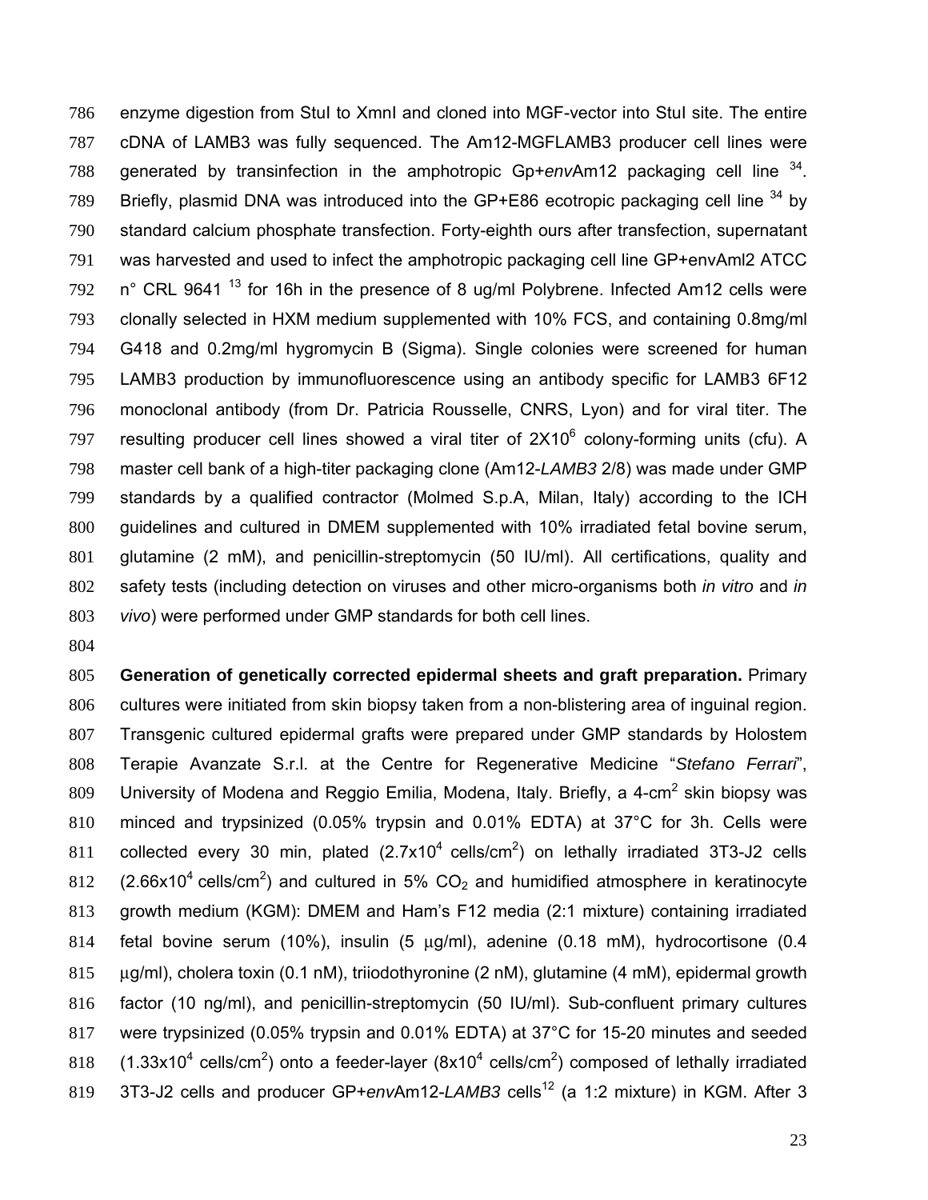enzyme digestion from StuI to XmnI and cloned into MGF-vector into StuI site. The entire cDNA of LAMB3 was fully sequenced. The Am12-MGFLAMB3 producer cell lines were generated by transinfection in the amphotropic Gp+*env*Am12 packaging cell line [34]. Briefly, plasmid DNA was introduced into the GP+E86 ecotropic packaging cell line [34] by standard calcium phosphate transfection. Forty-eighth ours after transfection, supernatant was harvested and used to infect the amphotropic packaging cell line GP+envAml2 ATCC n° CRL 9641 [13] for 16h in the presence of 8 ug/ml Polybrene. Infected Am12 cells were clonally selected in HXM medium supplemented with 10% FCS, and containing 0.8mg/ml G418 and 0.2mg/ml hygromycin B (Sigma). Single colonies were screened for human LAMB3 production by immunofluorescence using an antibody specific for LAMB3 6F12 monoclonal antibody (from Dr. Patricia Rousselle, CNRS, Lyon) and for viral titer. The resulting producer cell lines showed a viral titer of $2X10^6$ colony-forming units (cfu). A master cell bank of a high-titer packaging clone (Am12-*LAMB3* 2/8) was made under GMP standards by a qualified contractor (Molmed S.p.A, Milan, Italy) according to the ICH guidelines and cultured in DMEM supplemented with 10% irradiated fetal bovine serum, glutamine (2 mM), and penicillin-streptomycin (50 IU/ml). All certifications, quality and safety tests (including detection on viruses and other micro-organisms both *in vitro* and *in vivo*) were performed under GMP standards for both cell lines.

**Generation of genetically corrected epidermal sheets and graft preparation.** Primary cultures were initiated from skin biopsy taken from a non-blistering area of inguinal region. Transgenic cultured epidermal grafts were prepared under GMP standards by Holostem Terapie Avanzate S.r.l. at the Centre for Regenerative Medicine "*Stefano Ferrari*", University of Modena and Reggio Emilia, Modena, Italy. Briefly, a 4-$cm^2$ skin biopsy was minced and trypsinized (0.05% trypsin and 0.01% EDTA) at 37°C for 3h. Cells were collected every 30 min, plated ($2.7x10^4$ cells/$cm^2$) on lethally irradiated 3T3-J2 cells ($2.66x10^4$ cells/$cm^2$) and cultured in 5% $CO_2$ and humidified atmosphere in keratinocyte growth medium (KGM): DMEM and Ham's F12 media (2:1 mixture) containing irradiated fetal bovine serum (10%), insulin (5 µg/ml), adenine (0.18 mM), hydrocortisone (0.4 µg/ml), cholera toxin (0.1 nM), triiodothyronine (2 nM), glutamine (4 mM), epidermal growth factor (10 ng/ml), and penicillin-streptomycin (50 IU/ml). Sub-confluent primary cultures were trypsinized (0.05% trypsin and 0.01% EDTA) at 37°C for 15-20 minutes and seeded ($1.33x10^4$ cells/$cm^2$) onto a feeder-layer ($8x10^4$ cells/$cm^2$) composed of lethally irradiated 3T3-J2 cells and producer GP+*env*Am12-*LAMB3* cells[12] (a 1:2 mixture) in KGM. After 3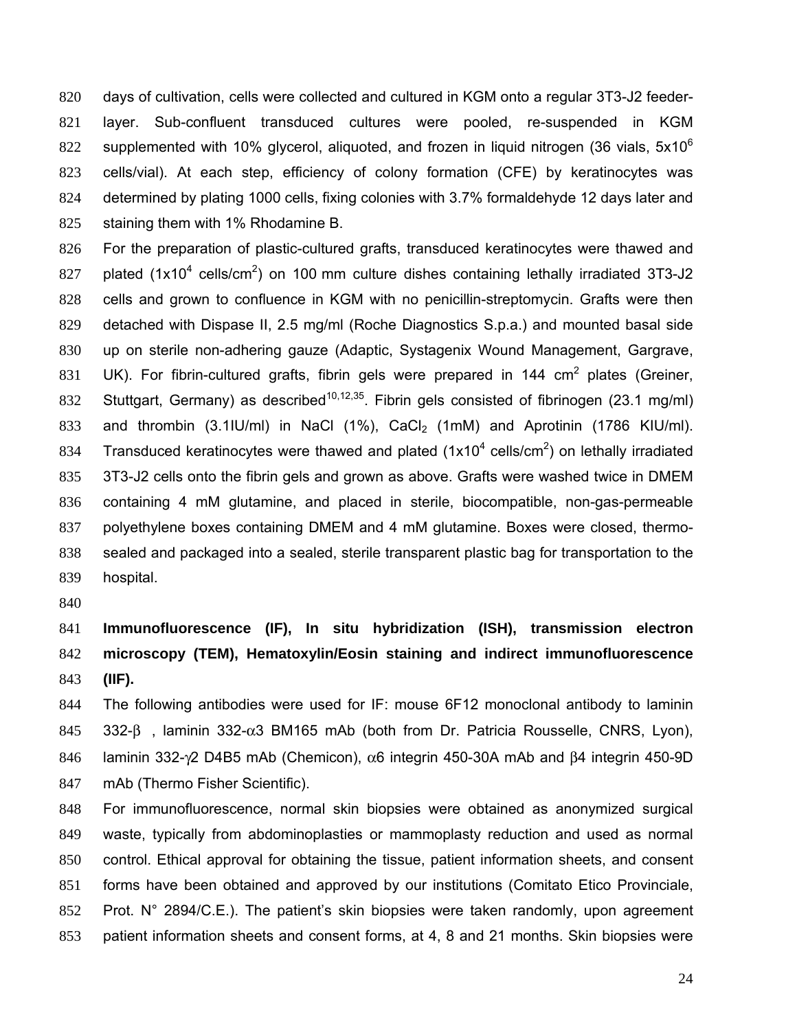days of cultivation, cells were collected and cultured in KGM onto a regular 3T3-J2 feeder-layer. Sub-confluent transduced cultures were pooled, re-suspended in KGM supplemented with 10% glycerol, aliquoted, and frozen in liquid nitrogen (36 vials, $5x10^6$ cells/vial). At each step, efficiency of colony formation (CFE) by keratinocytes was determined by plating 1000 cells, fixing colonies with 3.7% formaldehyde 12 days later and staining them with 1% Rhodamine B.

For the preparation of plastic-cultured grafts, transduced keratinocytes were thawed and plated ($1x10^4$ cells/cm$^2$) on 100 mm culture dishes containing lethally irradiated 3T3-J2 cells and grown to confluence in KGM with no penicillin-streptomycin. Grafts were then detached with Dispase II, 2.5 mg/ml (Roche Diagnostics S.p.a.) and mounted basal side up on sterile non-adhering gauze (Adaptic, Systagenix Wound Management, Gargrave, UK). For fibrin-cultured grafts, fibrin gels were prepared in 144 cm$^2$ plates (Greiner, Stuttgart, Germany) as described[10,12,35]. Fibrin gels consisted of fibrinogen (23.1 mg/ml) and thrombin (3.1IU/ml) in NaCl (1%), $CaCl_2$ (1mM) and Aprotinin (1786 KIU/ml). Transduced keratinocytes were thawed and plated ($1x10^4$ cells/cm$^2$) on lethally irradiated 3T3-J2 cells onto the fibrin gels and grown as above. Grafts were washed twice in DMEM containing 4 mM glutamine, and placed in sterile, biocompatible, non-gas-permeable polyethylene boxes containing DMEM and 4 mM glutamine. Boxes were closed, thermo-sealed and packaged into a sealed, sterile transparent plastic bag for transportation to the hospital.

**Immunofluorescence (IF), In situ hybridization (ISH), transmission electron microscopy (TEM), Hematoxylin/Eosin staining and indirect immunofluorescence (IIF).**

The following antibodies were used for IF: mouse 6F12 monoclonal antibody to laminin 332-β , laminin 332-α3 BM165 mAb (both from Dr. Patricia Rousselle, CNRS, Lyon), laminin 332-γ2 D4B5 mAb (Chemicon), α6 integrin 450-30A mAb and β4 integrin 450-9D mAb (Thermo Fisher Scientific).

For immunofluorescence, normal skin biopsies were obtained as anonymized surgical waste, typically from abdominoplasties or mammoplasty reduction and used as normal control. Ethical approval for obtaining the tissue, patient information sheets, and consent forms have been obtained and approved by our institutions (Comitato Etico Provinciale, Prot. N° 2894/C.E.). The patient's skin biopsies were taken randomly, upon agreement patient information sheets and consent forms, at 4, 8 and 21 months. Skin biopsies were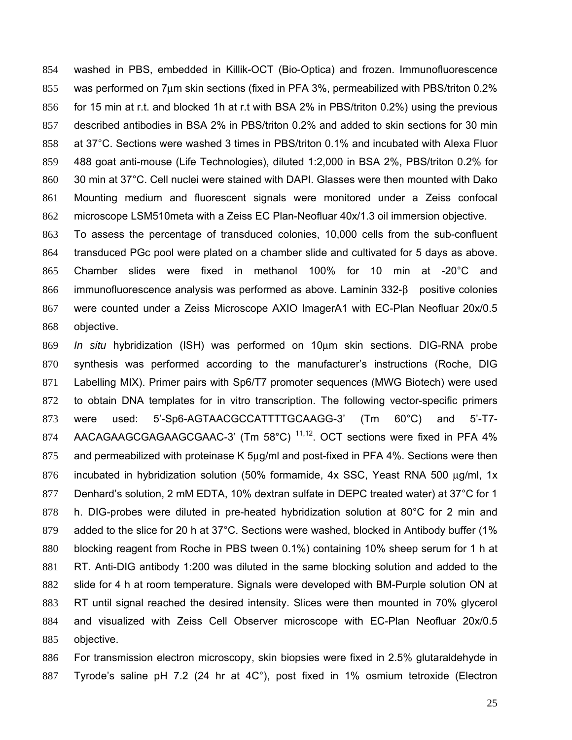washed in PBS, embedded in Killik-OCT (Bio-Optica) and frozen. Immunofluorescence was performed on 7μm skin sections (fixed in PFA 3%, permeabilized with PBS/triton 0.2% for 15 min at r.t. and blocked 1h at r.t with BSA 2% in PBS/triton 0.2%) using the previous described antibodies in BSA 2% in PBS/triton 0.2% and added to skin sections for 30 min at 37°C. Sections were washed 3 times in PBS/triton 0.1% and incubated with Alexa Fluor 488 goat anti-mouse (Life Technologies), diluted 1:2,000 in BSA 2%, PBS/triton 0.2% for 30 min at 37°C. Cell nuclei were stained with DAPI. Glasses were then mounted with Dako Mounting medium and fluorescent signals were monitored under a Zeiss confocal microscope LSM510meta with a Zeiss EC Plan-Neofluar 40x/1.3 oil immersion objective.

To assess the percentage of transduced colonies, 10,000 cells from the sub-confluent transduced PGc pool were plated on a chamber slide and cultivated for 5 days as above. Chamber slides were fixed in methanol 100% for 10 min at -20°C and immunofluorescence analysis was performed as above. Laminin 332-β positive colonies were counted under a Zeiss Microscope AXIO ImagerA1 with EC-Plan Neofluar 20x/0.5 objective.

*In situ* hybridization (ISH) was performed on 10μm skin sections. DIG-RNA probe synthesis was performed according to the manufacturer's instructions (Roche, DIG Labelling MIX). Primer pairs with Sp6/T7 promoter sequences (MWG Biotech) were used to obtain DNA templates for in vitro transcription. The following vector-specific primers were used: 5'-Sp6-AGTAACGCCATTTTGCAAGG-3' (Tm 60°C) and 5'-T7-AACAGAAGCGAGAAGCGAAC-3' (Tm 58°C) [11,12]. OCT sections were fixed in PFA 4% and permeabilized with proteinase K 5μg/ml and post-fixed in PFA 4%. Sections were then incubated in hybridization solution (50% formamide, 4x SSC, Yeast RNA 500 μg/ml, 1x Denhard's solution, 2 mM EDTA, 10% dextran sulfate in DEPC treated water) at 37°C for 1 h. DIG-probes were diluted in pre-heated hybridization solution at 80°C for 2 min and added to the slice for 20 h at 37°C. Sections were washed, blocked in Antibody buffer (1% blocking reagent from Roche in PBS tween 0.1%) containing 10% sheep serum for 1 h at RT. Anti-DIG antibody 1:200 was diluted in the same blocking solution and added to the slide for 4 h at room temperature. Signals were developed with BM-Purple solution ON at RT until signal reached the desired intensity. Slices were then mounted in 70% glycerol and visualized with Zeiss Cell Observer microscope with EC-Plan Neofluar 20x/0.5 objective.

For transmission electron microscopy, skin biopsies were fixed in 2.5% glutaraldehyde in Tyrode's saline pH 7.2 (24 hr at 4C°), post fixed in 1% osmium tetroxide (Electron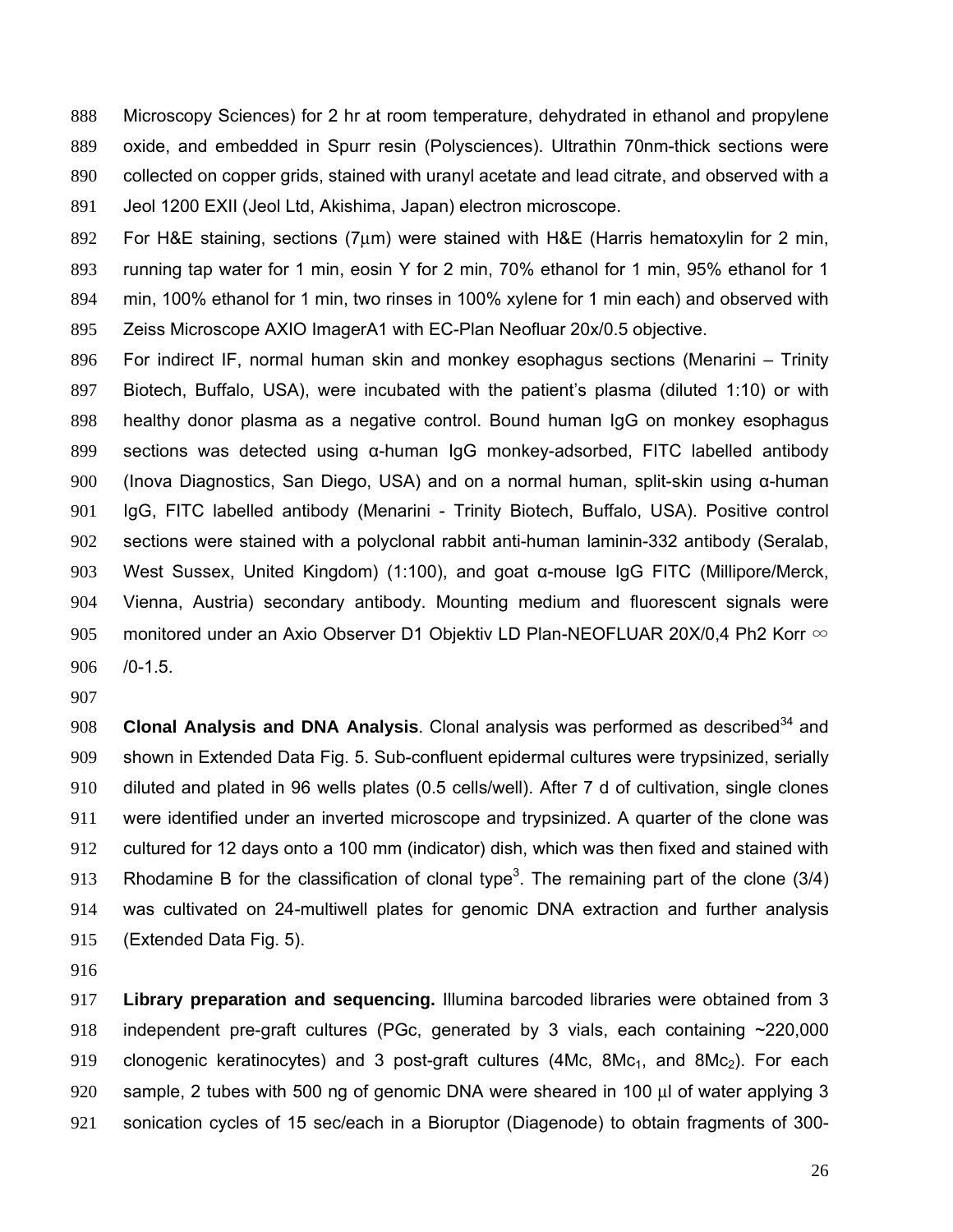Microscopy Sciences) for 2 hr at room temperature, dehydrated in ethanol and propylene oxide, and embedded in Spurr resin (Polysciences). Ultrathin 70nm-thick sections were collected on copper grids, stained with uranyl acetate and lead citrate, and observed with a Jeol 1200 EXII (Jeol Ltd, Akishima, Japan) electron microscope.

For H&E staining, sections (7μm) were stained with H&E (Harris hematoxylin for 2 min, running tap water for 1 min, eosin Y for 2 min, 70% ethanol for 1 min, 95% ethanol for 1 min, 100% ethanol for 1 min, two rinses in 100% xylene for 1 min each) and observed with Zeiss Microscope AXIO ImagerA1 with EC-Plan Neofluar 20x/0.5 objective.

For indirect IF, normal human skin and monkey esophagus sections (Menarini – Trinity Biotech, Buffalo, USA), were incubated with the patient's plasma (diluted 1:10) or with healthy donor plasma as a negative control. Bound human IgG on monkey esophagus sections was detected using α-human IgG monkey-adsorbed, FITC labelled antibody (Inova Diagnostics, San Diego, USA) and on a normal human, split-skin using α-human IgG, FITC labelled antibody (Menarini - Trinity Biotech, Buffalo, USA). Positive control sections were stained with a polyclonal rabbit anti-human laminin-332 antibody (Seralab, West Sussex, United Kingdom) (1:100), and goat α-mouse IgG FITC (Millipore/Merck, Vienna, Austria) secondary antibody. Mounting medium and fluorescent signals were monitored under an Axio Observer D1 Objektiv LD Plan-NEOFLUAR 20X/0,4 Ph2 Korr ∞ /0-1.5.

**Clonal Analysis and DNA Analysis**. Clonal analysis was performed as described[34] and shown in Extended Data Fig. 5. Sub-confluent epidermal cultures were trypsinized, serially diluted and plated in 96 wells plates (0.5 cells/well). After 7 d of cultivation, single clones were identified under an inverted microscope and trypsinized. A quarter of the clone was cultured for 12 days onto a 100 mm (indicator) dish, which was then fixed and stained with Rhodamine B for the classification of clonal type[3]. The remaining part of the clone (3/4) was cultivated on 24-multiwell plates for genomic DNA extraction and further analysis (Extended Data Fig. 5).

**Library preparation and sequencing.** Illumina barcoded libraries were obtained from 3 independent pre-graft cultures (PGc, generated by 3 vials, each containing ~220,000 clonogenic keratinocytes) and 3 post-graft cultures (4Mc, $8Mc_1$, and $8Mc_2$). For each sample, 2 tubes with 500 ng of genomic DNA were sheared in 100 μl of water applying 3 sonication cycles of 15 sec/each in a Bioruptor (Diagenode) to obtain fragments of 300-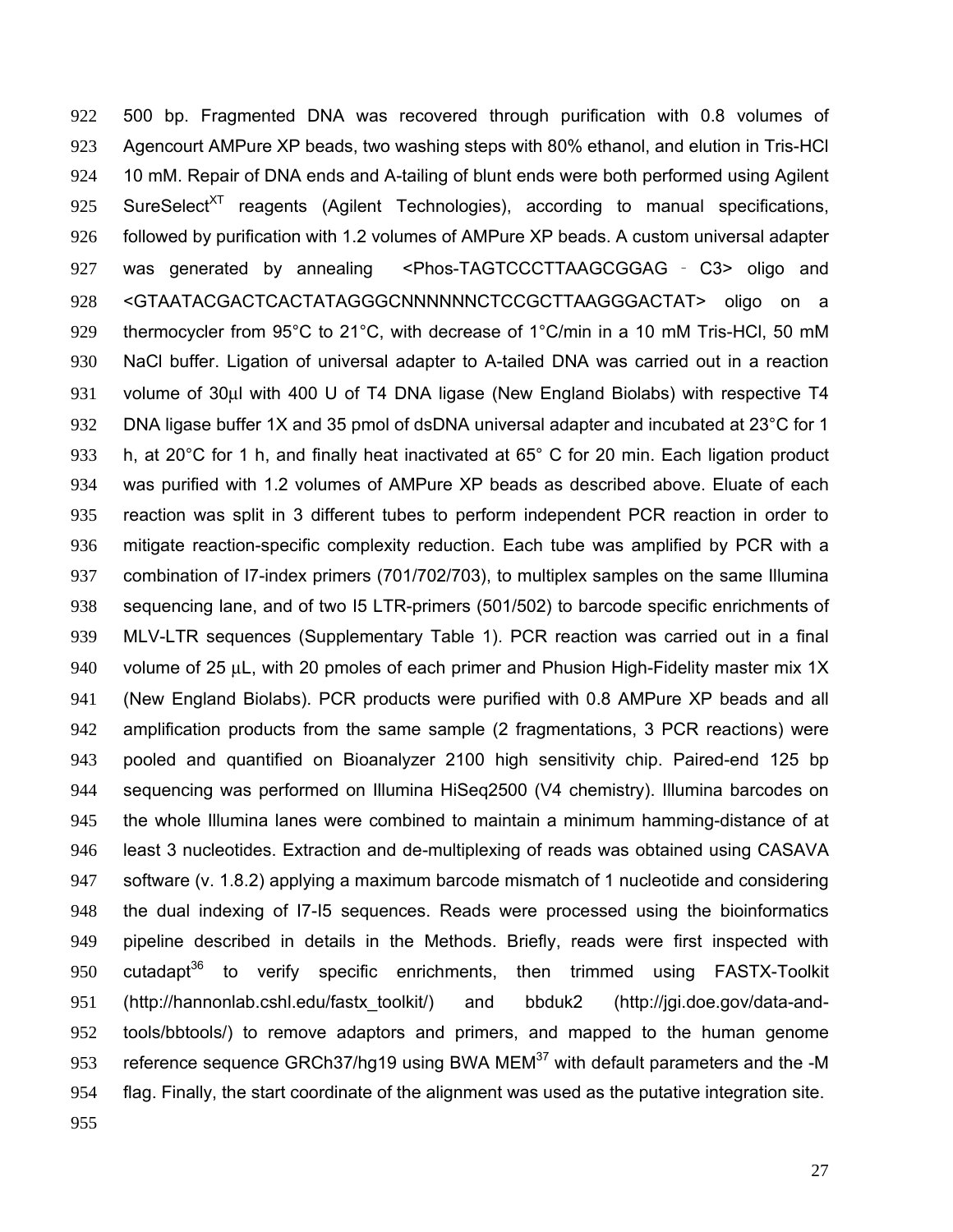500 bp. Fragmented DNA was recovered through purification with 0.8 volumes of Agencourt AMPure XP beads, two washing steps with 80% ethanol, and elution in Tris-HCl 10 mM. Repair of DNA ends and A-tailing of blunt ends were both performed using Agilent SureSelect$^{XT}$ reagents (Agilent Technologies), according to manual specifications, followed by purification with 1.2 volumes of AMPure XP beads. A custom universal adapter was generated by annealing <Phos-TAGTCCCTTAAGCGGAG - C3> oligo and <GTAATACGACTCACTATAGGGCNNNNNNCTCCGCTTAAGGGACTAT> oligo on a thermocycler from 95°C to 21°C, with decrease of 1°C/min in a 10 mM Tris-HCl, 50 mM NaCl buffer. Ligation of universal adapter to A-tailed DNA was carried out in a reaction volume of 30μl with 400 U of T4 DNA ligase (New England Biolabs) with respective T4 DNA ligase buffer 1X and 35 pmol of dsDNA universal adapter and incubated at 23°C for 1 h, at 20°C for 1 h, and finally heat inactivated at 65° C for 20 min. Each ligation product was purified with 1.2 volumes of AMPure XP beads as described above. Eluate of each reaction was split in 3 different tubes to perform independent PCR reaction in order to mitigate reaction-specific complexity reduction. Each tube was amplified by PCR with a combination of I7-index primers (701/702/703), to multiplex samples on the same Illumina sequencing lane, and of two I5 LTR-primers (501/502) to barcode specific enrichments of MLV-LTR sequences (Supplementary Table 1). PCR reaction was carried out in a final volume of 25 μL, with 20 pmoles of each primer and Phusion High-Fidelity master mix 1X (New England Biolabs). PCR products were purified with 0.8 AMPure XP beads and all amplification products from the same sample (2 fragmentations, 3 PCR reactions) were pooled and quantified on Bioanalyzer 2100 high sensitivity chip. Paired-end 125 bp sequencing was performed on Illumina HiSeq2500 (V4 chemistry). Illumina barcodes on the whole Illumina lanes were combined to maintain a minimum hamming-distance of at least 3 nucleotides. Extraction and de-multiplexing of reads was obtained using CASAVA software (v. 1.8.2) applying a maximum barcode mismatch of 1 nucleotide and considering the dual indexing of I7-I5 sequences. Reads were processed using the bioinformatics pipeline described in details in the Methods. Briefly, reads were first inspected with cutadapt[36] to verify specific enrichments, then trimmed using FASTX-Toolkit (http://hannonlab.cshl.edu/fastx_toolkit/) and bbduk2 (http://jgi.doe.gov/data-and-tools/bbtools/) to remove adaptors and primers, and mapped to the human genome reference sequence GRCh37/hg19 using BWA MEM[37] with default parameters and the -M flag. Finally, the start coordinate of the alignment was used as the putative integration site.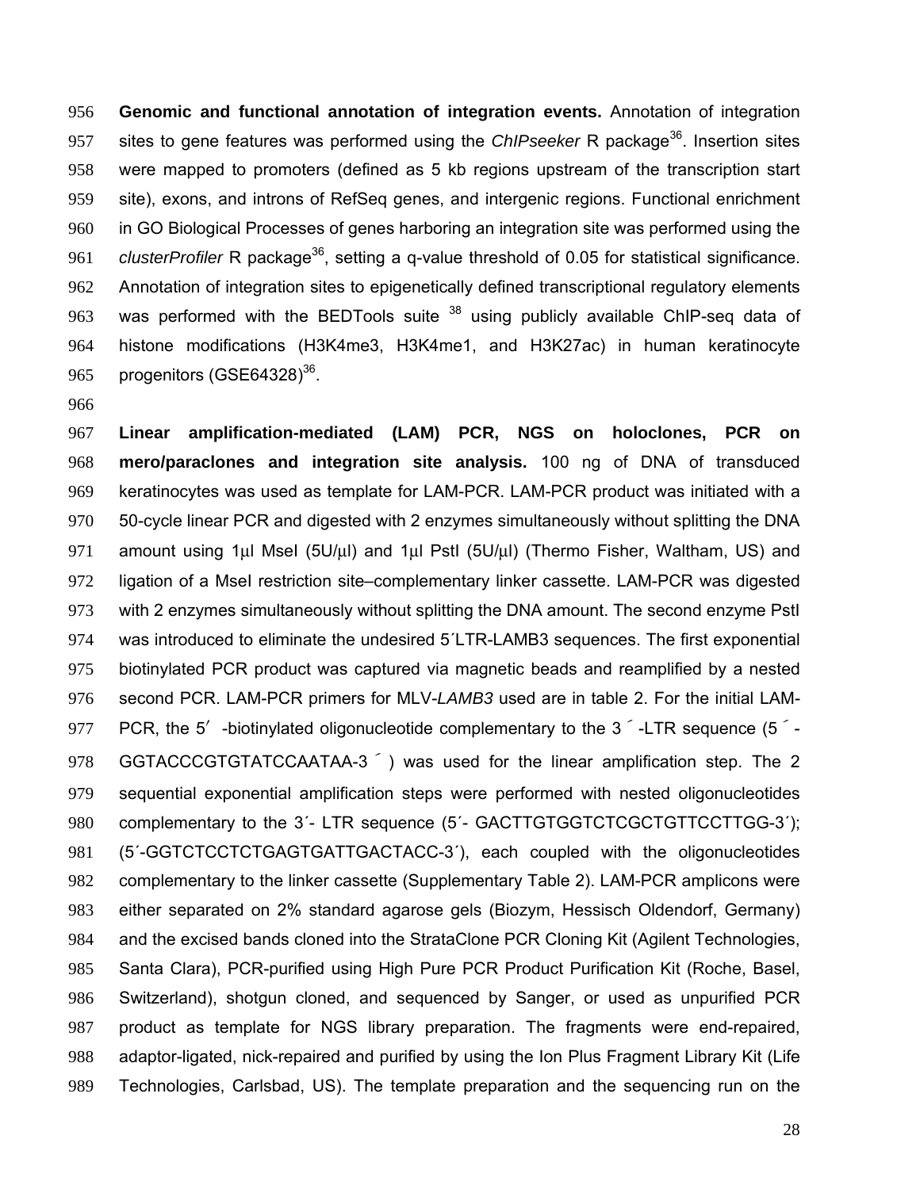**Genomic and functional annotation of integration events.** Annotation of integration sites to gene features was performed using the *ChIPseeker* R package[36]. Insertion sites were mapped to promoters (defined as 5 kb regions upstream of the transcription start site), exons, and introns of RefSeq genes, and intergenic regions. Functional enrichment in GO Biological Processes of genes harboring an integration site was performed using the *clusterProfiler* R package[36], setting a q-value threshold of 0.05 for statistical significance. Annotation of integration sites to epigenetically defined transcriptional regulatory elements was performed with the BEDTools suite [38] using publicly available ChIP-seq data of histone modifications (H3K4me3, H3K4me1, and H3K27ac) in human keratinocyte progenitors (GSE64328)[36].

**Linear amplification-mediated (LAM) PCR, NGS on holoclones, PCR on mero/paraclones and integration site analysis.** 100 ng of DNA of transduced keratinocytes was used as template for LAM-PCR. LAM-PCR product was initiated with a 50-cycle linear PCR and digested with 2 enzymes simultaneously without splitting the DNA amount using 1μl MseI (5U/μl) and 1μl PstI (5U/μl) (Thermo Fisher, Waltham, US) and ligation of a MseI restriction site–complementary linker cassette. LAM-PCR was digested with 2 enzymes simultaneously without splitting the DNA amount. The second enzyme PstI was introduced to eliminate the undesired 5´LTR-LAMB3 sequences. The first exponential biotinylated PCR product was captured via magnetic beads and reamplified by a nested second PCR. LAM-PCR primers for MLV-*LAMB3* used are in table 2. For the initial LAM-PCR, the 5′ -biotinylated oligonucleotide complementary to the 3´-LTR sequence (5´-GGTACCCGTGTATCCAATAA-3´) was used for the linear amplification step. The 2 sequential exponential amplification steps were performed with nested oligonucleotides complementary to the 3´- LTR sequence (5´- GACTTGTGGTCTCGCTGTTCCTTGG-3´); (5´-GGTCTCCTCTGAGTGATTGACTACC-3´), each coupled with the oligonucleotides complementary to the linker cassette (Supplementary Table 2). LAM-PCR amplicons were either separated on 2% standard agarose gels (Biozym, Hessisch Oldendorf, Germany) and the excised bands cloned into the StrataClone PCR Cloning Kit (Agilent Technologies, Santa Clara), PCR-purified using High Pure PCR Product Purification Kit (Roche, Basel, Switzerland), shotgun cloned, and sequenced by Sanger, or used as unpurified PCR product as template for NGS library preparation. The fragments were end-repaired, adaptor-ligated, nick-repaired and purified by using the Ion Plus Fragment Library Kit (Life Technologies, Carlsbad, US). The template preparation and the sequencing run on the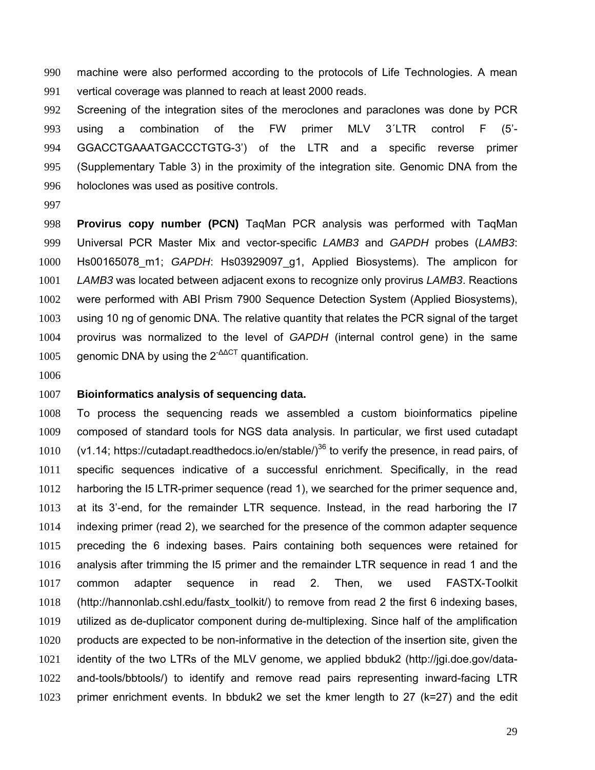machine were also performed according to the protocols of Life Technologies. A mean vertical coverage was planned to reach at least 2000 reads.

Screening of the integration sites of the meroclones and paraclones was done by PCR using a combination of the FW primer MLV 3´LTR control F (5'-GGACCTGAAATGACCCTGTG-3') of the LTR and a specific reverse primer (Supplementary Table 3) in the proximity of the integration site. Genomic DNA from the holoclones was used as positive controls.

**Provirus copy number (PCN)** TaqMan PCR analysis was performed with TaqMan Universal PCR Master Mix and vector-specific *LAMB3* and *GAPDH* probes (*LAMB3*: Hs00165078_m1; *GAPDH*: Hs03929097_g1, Applied Biosystems). The amplicon for *LAMB3* was located between adjacent exons to recognize only provirus *LAMB3*. Reactions were performed with ABI Prism 7900 Sequence Detection System (Applied Biosystems), using 10 ng of genomic DNA. The relative quantity that relates the PCR signal of the target provirus was normalized to the level of *GAPDH* (internal control gene) in the same genomic DNA by using the $2^{-\Delta\Delta CT}$ quantification.

**Bioinformatics analysis of sequencing data.**

To process the sequencing reads we assembled a custom bioinformatics pipeline composed of standard tools for NGS data analysis. In particular, we first used cutadapt (v1.14; https://cutadapt.readthedocs.io/en/stable/)[36] to verify the presence, in read pairs, of specific sequences indicative of a successful enrichment. Specifically, in the read harboring the I5 LTR-primer sequence (read 1), we searched for the primer sequence and, at its 3'-end, for the remainder LTR sequence. Instead, in the read harboring the I7 indexing primer (read 2), we searched for the presence of the common adapter sequence preceding the 6 indexing bases. Pairs containing both sequences were retained for analysis after trimming the I5 primer and the remainder LTR sequence in read 1 and the common adapter sequence in read 2. Then, we used FASTX-Toolkit (http://hannonlab.cshl.edu/fastx_toolkit/) to remove from read 2 the first 6 indexing bases, utilized as de-duplicator component during de-multiplexing. Since half of the amplification products are expected to be non-informative in the detection of the insertion site, given the identity of the two LTRs of the MLV genome, we applied bbduk2 (http://jgi.doe.gov/data-and-tools/bbtools/) to identify and remove read pairs representing inward-facing LTR primer enrichment events. In bbduk2 we set the kmer length to 27 (k=27) and the edit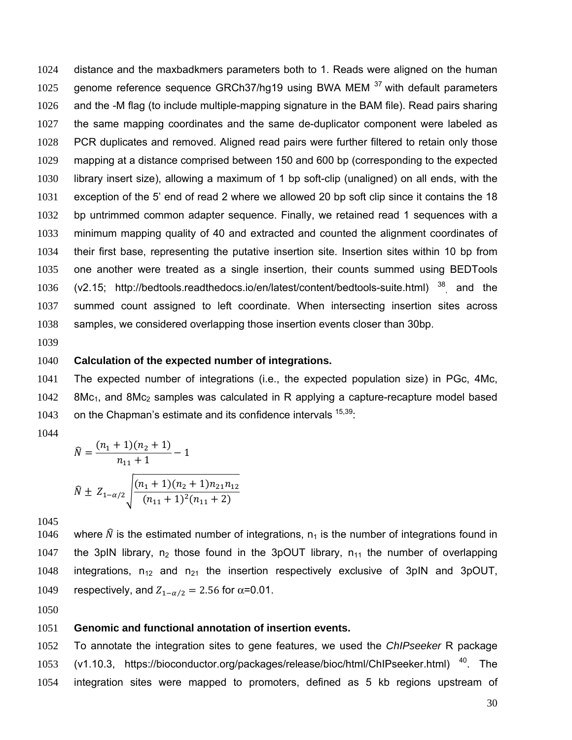distance and the maxbadkmers parameters both to 1. Reads were aligned on the human genome reference sequence GRCh37/hg19 using BWA MEM [37] with default parameters and the -M flag (to include multiple-mapping signature in the BAM file). Read pairs sharing the same mapping coordinates and the same de-duplicator component were labeled as PCR duplicates and removed. Aligned read pairs were further filtered to retain only those mapping at a distance comprised between 150 and 600 bp (corresponding to the expected library insert size), allowing a maximum of 1 bp soft-clip (unaligned) on all ends, with the exception of the 5' end of read 2 where we allowed 20 bp soft clip since it contains the 18 bp untrimmed common adapter sequence. Finally, we retained read 1 sequences with a minimum mapping quality of 40 and extracted and counted the alignment coordinates of their first base, representing the putative insertion site. Insertion sites within 10 bp from one another were treated as a single insertion, their counts summed using BEDTools (v2.15; http://bedtools.readthedocs.io/en/latest/content/bedtools-suite.html) [38], and the summed count assigned to left coordinate. When intersecting insertion sites across samples, we considered overlapping those insertion events closer than 30bp.

**Calculation of the expected number of integrations.**

The expected number of integrations (i.e., the expected population size) in PGc, 4Mc, $8Mc_1$, and $8Mc_2$ samples was calculated in R applying a capture-recapture model based on the Chapman's estimate and its confidence intervals [15,39]:

$$\hat{N} = \frac{(n_1 + 1)(n_2 + 1)}{n_{11} + 1} - 1$$

$$\hat{N} \pm Z_{1-\alpha/2} \sqrt{\frac{(n_1 + 1)(n_2 + 1)n_{21}n_{12}}{(n_{11} + 1)^2(n_{11} + 2)}}$$

where $\hat{N}$ is the estimated number of integrations, $n_1$ is the number of integrations found in the 3pIN library, $n_2$ those found in the 3pOUT library, $n_{11}$ the number of overlapping integrations, $n_{12}$ and $n_{21}$ the insertion respectively exclusive of 3pIN and 3pOUT, respectively, and $Z_{1-\alpha/2} = 2.56$ for $\alpha$=0.01.

**Genomic and functional annotation of insertion events.**

To annotate the integration sites to gene features, we used the *ChIPseeker* R package (v1.10.3, https://bioconductor.org/packages/release/bioc/html/ChIPseeker.html) [40]. The integration sites were mapped to promoters, defined as 5 kb regions upstream of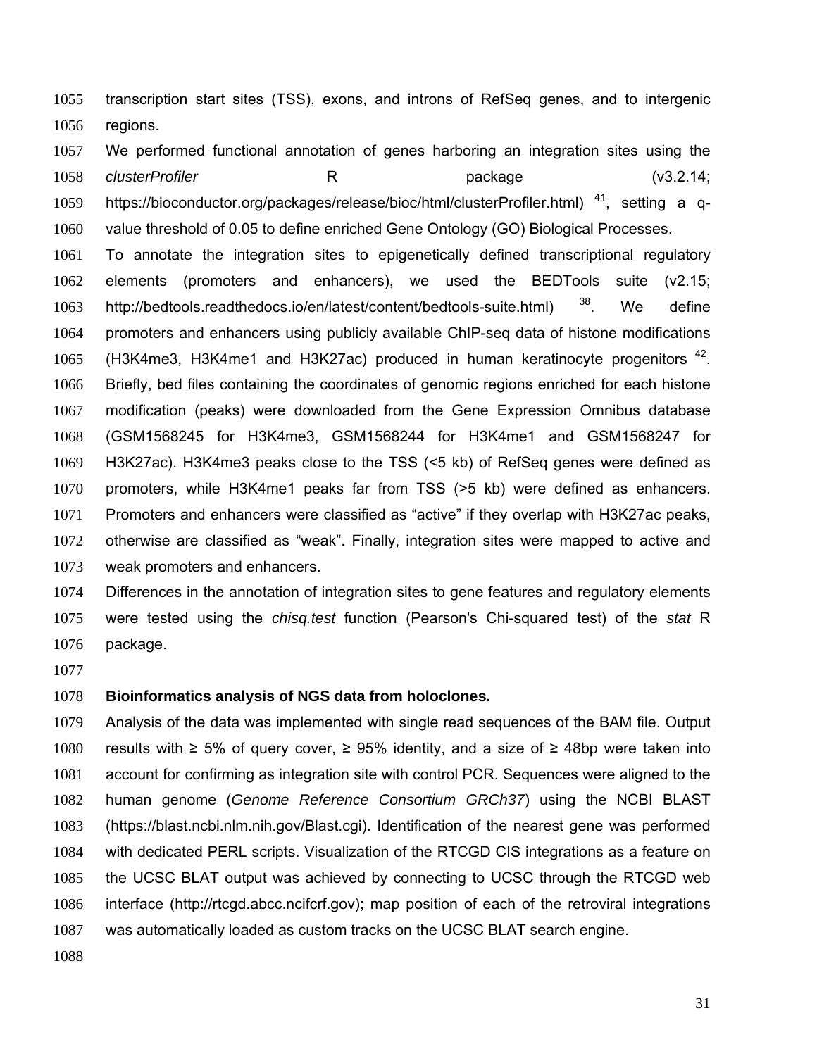transcription start sites (TSS), exons, and introns of RefSeq genes, and to intergenic regions.

We performed functional annotation of genes harboring an integration sites using the *clusterProfiler* R package (v3.2.14; https://bioconductor.org/packages/release/bioc/html/clusterProfiler.html) [41], setting a q-value threshold of 0.05 to define enriched Gene Ontology (GO) Biological Processes.

To annotate the integration sites to epigenetically defined transcriptional regulatory elements (promoters and enhancers), we used the BEDTools suite (v2.15; http://bedtools.readthedocs.io/en/latest/content/bedtools-suite.html) [38]. We define promoters and enhancers using publicly available ChIP-seq data of histone modifications (H3K4me3, H3K4me1 and H3K27ac) produced in human keratinocyte progenitors [42]. Briefly, bed files containing the coordinates of genomic regions enriched for each histone modification (peaks) were downloaded from the Gene Expression Omnibus database (GSM1568245 for H3K4me3, GSM1568244 for H3K4me1 and GSM1568247 for H3K27ac). H3K4me3 peaks close to the TSS (<5 kb) of RefSeq genes were defined as promoters, while H3K4me1 peaks far from TSS (>5 kb) were defined as enhancers. Promoters and enhancers were classified as "active" if they overlap with H3K27ac peaks, otherwise are classified as "weak". Finally, integration sites were mapped to active and weak promoters and enhancers.

Differences in the annotation of integration sites to gene features and regulatory elements were tested using the *chisq.test* function (Pearson's Chi-squared test) of the *stat* R package.

**Bioinformatics analysis of NGS data from holoclones.**

Analysis of the data was implemented with single read sequences of the BAM file. Output results with ≥ 5% of query cover, ≥ 95% identity, and a size of ≥ 48bp were taken into account for confirming as integration site with control PCR. Sequences were aligned to the human genome (*Genome Reference Consortium GRCh37*) using the NCBI BLAST (https://blast.ncbi.nlm.nih.gov/Blast.cgi). Identification of the nearest gene was performed with dedicated PERL scripts. Visualization of the RTCGD CIS integrations as a feature on the UCSC BLAT output was achieved by connecting to UCSC through the RTCGD web interface (http://rtcgd.abcc.ncifcrf.gov); map position of each of the retroviral integrations was automatically loaded as custom tracks on the UCSC BLAT search engine.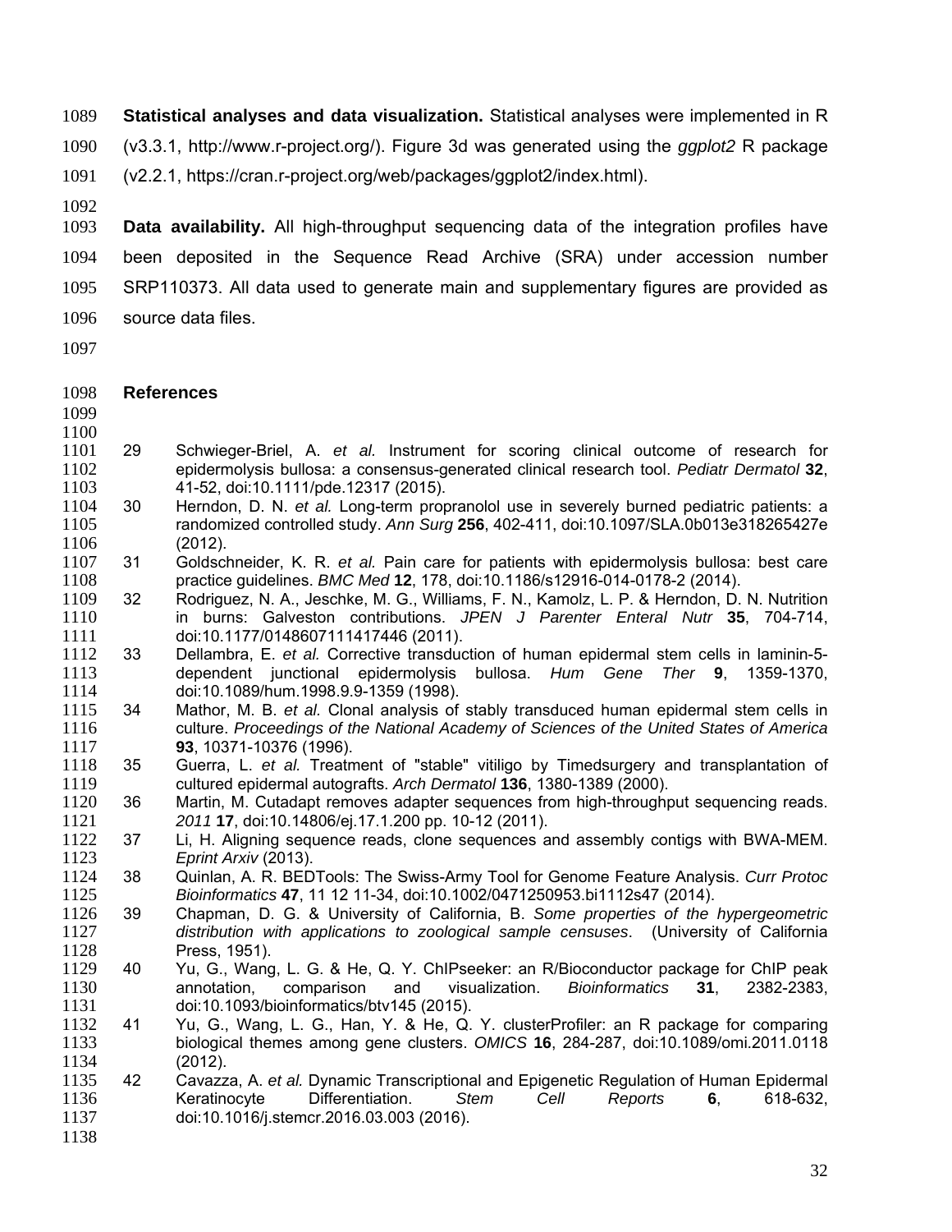**Statistical analyses and data visualization.** Statistical analyses were implemented in R (v3.3.1, http://www.r-project.org/). Figure 3d was generated using the *ggplot2* R package (v2.2.1, https://cran.r-project.org/web/packages/ggplot2/index.html).

**Data availability.** All high-throughput sequencing data of the integration profiles have been deposited in the Sequence Read Archive (SRA) under accession number SRP110373. All data used to generate main and supplementary figures are provided as source data files.

## References

29 Schwieger-Briel, A. *et al.* Instrument for scoring clinical outcome of research for epidermolysis bullosa: a consensus-generated clinical research tool. *Pediatr Dermatol* **32**, 41-52, doi:10.1111/pde.12317 (2015).

30 Herndon, D. N. *et al.* Long-term propranolol use in severely burned pediatric patients: a randomized controlled study. *Ann Surg* **256**, 402-411, doi:10.1097/SLA.0b013e318265427e (2012).

31 Goldschneider, K. R. *et al.* Pain care for patients with epidermolysis bullosa: best care practice guidelines. *BMC Med* **12**, 178, doi:10.1186/s12916-014-0178-2 (2014).

32 Rodriguez, N. A., Jeschke, M. G., Williams, F. N., Kamolz, L. P. & Herndon, D. N. Nutrition in burns: Galveston contributions. *JPEN J Parenter Enteral Nutr* **35**, 704-714, doi:10.1177/0148607111417446 (2011).

33 Dellambra, E. *et al.* Corrective transduction of human epidermal stem cells in laminin-5-dependent junctional epidermolysis bullosa. *Hum Gene Ther* **9**, 1359-1370, doi:10.1089/hum.1998.9.9-1359 (1998).

34 Mathor, M. B. *et al.* Clonal analysis of stably transduced human epidermal stem cells in culture. *Proceedings of the National Academy of Sciences of the United States of America* **93**, 10371-10376 (1996).

35 Guerra, L. *et al.* Treatment of "stable" vitiligo by Timedsurgery and transplantation of cultured epidermal autografts. *Arch Dermatol* **136**, 1380-1389 (2000).

36 Martin, M. Cutadapt removes adapter sequences from high-throughput sequencing reads. *2011* **17**, doi:10.14806/ej.17.1.200 pp. 10-12 (2011).

37 Li, H. Aligning sequence reads, clone sequences and assembly contigs with BWA-MEM. *Eprint Arxiv* (2013).

38 Quinlan, A. R. BEDTools: The Swiss-Army Tool for Genome Feature Analysis. *Curr Protoc Bioinformatics* **47**, 11 12 11-34, doi:10.1002/0471250953.bi1112s47 (2014).

39 Chapman, D. G. & University of California, B. *Some properties of the hypergeometric distribution with applications to zoological sample censuses*. (University of California Press, 1951).

40 Yu, G., Wang, L. G. & He, Q. Y. ChIPseeker: an R/Bioconductor package for ChIP peak annotation, comparison and visualization. *Bioinformatics* **31**, 2382-2383, doi:10.1093/bioinformatics/btv145 (2015).

41 Yu, G., Wang, L. G., Han, Y. & He, Q. Y. clusterProfiler: an R package for comparing biological themes among gene clusters. *OMICS* **16**, 284-287, doi:10.1089/omi.2011.0118 (2012).

42 Cavazza, A. *et al.* Dynamic Transcriptional and Epigenetic Regulation of Human Epidermal Keratinocyte Differentiation. *Stem Cell Reports* **6**, 618-632, doi:10.1016/j.stemcr.2016.03.003 (2016).